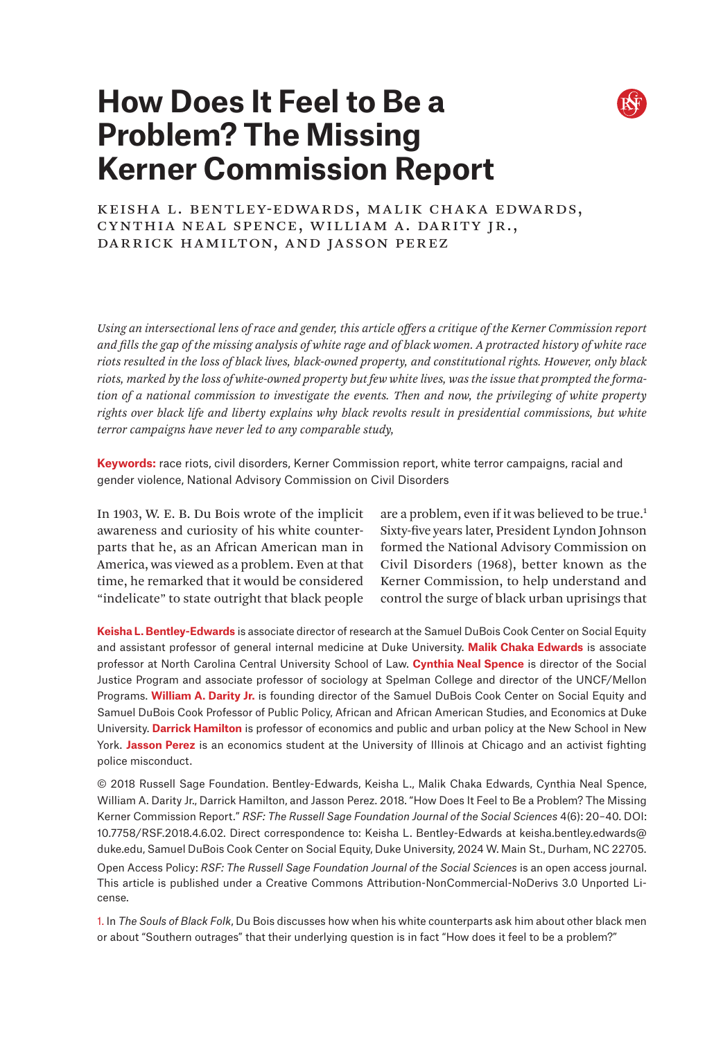# How Does It Feel to Be a Problem? The Missing Kerner Commission Report

KEISHA L. BENTLEY-EDWARDS, MALIK CHAKA EDWARDS, CYNTHIA NEAL SPENCE, WILLIAM A. DARITY JR., DARRICK HAMILTON, AND JASSON PEREZ

*Using an intersectional lens of race and gender, this article offers a critique of the Kerner Commission report and fills the gap of the missing analysis of white rage and of black women. A protracted history of white race riots resulted in the loss of black lives, black-owned property, and constitutional rights. However, only black riots, marked by the loss of white-owned property but few white lives, was the issue that prompted the formation of a national commission to investigate the events. Then and now, the privileging of white property rights over black life and liberty explains why black revolts result in presidential commissions, but white terror campaigns have never led to any comparable study,*

**Keywords:** race riots, civil disorders, Kerner Commission report, white terror campaigns, racial and gender violence, National Advisory Commission on Civil Disorders

In 1903, W. E. B. Du Bois wrote of the implicit awareness and curiosity of his white counterparts that he, as an African American man in America, was viewed as a problem. Even at that time, he remarked that it would be considered "indelicate" to state outright that black people are a problem, even if it was believed to be true.[1] Sixty-five years later, President Lyndon Johnson formed the National Advisory Commission on Civil Disorders (1968), better known as the Kerner Commission, to help understand and control the surge of black urban uprisings that

**Keisha L. Bentley-Edwards** is associate director of research at the Samuel DuBois Cook Center on Social Equity and assistant professor of general internal medicine at Duke University. **Malik Chaka Edwards** is associate professor at North Carolina Central University School of Law. **Cynthia Neal Spence** is director of the Social Justice Program and associate professor of sociology at Spelman College and director of the UNCF/Mellon Programs. **William A. Darity Jr.** is founding director of the Samuel DuBois Cook Center on Social Equity and Samuel DuBois Cook Professor of Public Policy, African and African American Studies, and Economics at Duke University. **Darrick Hamilton** is professor of economics and public and urban policy at the New School in New York. **Jasson Perez** is an economics student at the University of Illinois at Chicago and an activist fighting police misconduct.

© 2018 Russell Sage Foundation. Bentley-Edwards, Keisha L., Malik Chaka Edwards, Cynthia Neal Spence, William A. Darity Jr., Darrick Hamilton, and Jasson Perez. 2018. "How Does It Feel to Be a Problem? The Missing Kerner Commission Report." *RSF: The Russell Sage Foundation Journal of the Social Sciences* 4(6): 20–40. DOI: 10.7758/RSF.2018.4.6.02. Direct correspondence to: Keisha L. Bentley-Edwards at keisha.bentley.edwards@duke.edu, Samuel DuBois Cook Center on Social Equity, Duke University, 2024 W. Main St., Durham, NC 22705.

Open Access Policy: *RSF: The Russell Sage Foundation Journal of the Social Sciences* is an open access journal. This article is published under a Creative Commons Attribution-NonCommercial-NoDerivs 3.0 Unported License.

1. In *The Souls of Black Folk*, Du Bois discusses how when his white counterparts ask him about other black men or about "Southern outrages" that their underlying question is in fact "How does it feel to be a problem?"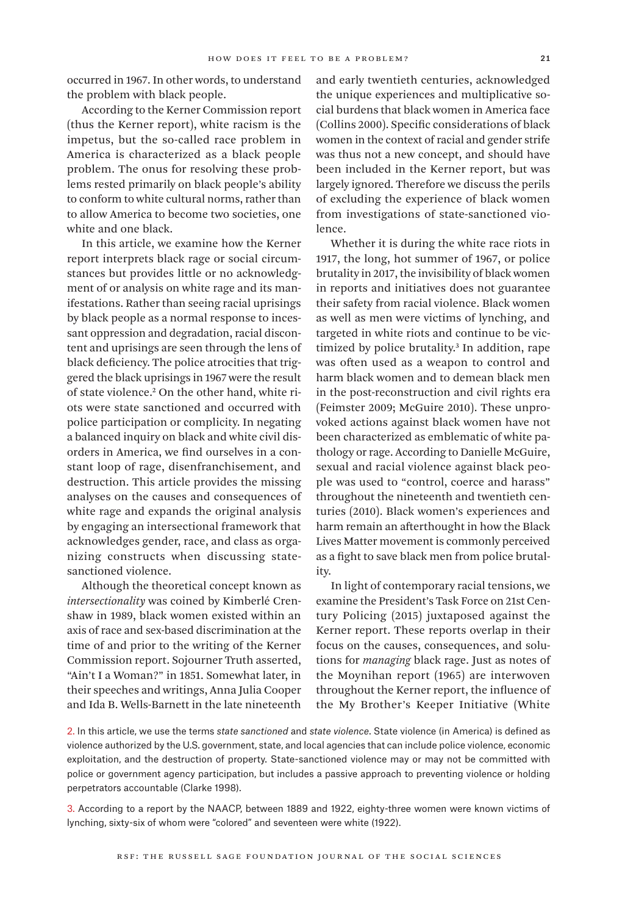occurred in 1967. In other words, to understand the problem with black people.

According to the Kerner Commission report (thus the Kerner report), white racism is the impetus, but the so-called race problem in America is characterized as a black people problem. The onus for resolving these problems rested primarily on black people's ability to conform to white cultural norms, rather than to allow America to become two societies, one white and one black.

In this article, we examine how the Kerner report interprets black rage or social circumstances but provides little or no acknowledgment of or analysis on white rage and its manifestations. Rather than seeing racial uprisings by black people as a normal response to incessant oppression and degradation, racial discontent and uprisings are seen through the lens of black deficiency. The police atrocities that triggered the black uprisings in 1967 were the result of state violence.[2] On the other hand, white riots were state sanctioned and occurred with police participation or complicity. In negating a balanced inquiry on black and white civil disorders in America, we find ourselves in a constant loop of rage, disenfranchisement, and destruction. This article provides the missing analyses on the causes and consequences of white rage and expands the original analysis by engaging an intersectional framework that acknowledges gender, race, and class as organizing constructs when discussing state-sanctioned violence.

Although the theoretical concept known as *intersectionality* was coined by Kimberlé Crenshaw in 1989, black women existed within an axis of race and sex-based discrimination at the time of and prior to the writing of the Kerner Commission report. Sojourner Truth asserted, "Ain't I a Woman?" in 1851. Somewhat later, in their speeches and writings, Anna Julia Cooper and Ida B. Wells-Barnett in the late nineteenth and early twentieth centuries, acknowledged the unique experiences and multiplicative social burdens that black women in America face (Collins 2000). Specific considerations of black women in the context of racial and gender strife was thus not a new concept, and should have been included in the Kerner report, but was largely ignored. Therefore we discuss the perils of excluding the experience of black women from investigations of state-sanctioned violence.

Whether it is during the white race riots in 1917, the long, hot summer of 1967, or police brutality in 2017, the invisibility of black women in reports and initiatives does not guarantee their safety from racial violence. Black women as well as men were victims of lynching, and targeted in white riots and continue to be victimized by police brutality.[3] In addition, rape was often used as a weapon to control and harm black women and to demean black men in the post-reconstruction and civil rights era (Feimster 2009; McGuire 2010). These unprovoked actions against black women have not been characterized as emblematic of white pathology or rage. According to Danielle McGuire, sexual and racial violence against black people was used to "control, coerce and harass" throughout the nineteenth and twentieth centuries (2010). Black women's experiences and harm remain an afterthought in how the Black Lives Matter movement is commonly perceived as a fight to save black men from police brutality.

In light of contemporary racial tensions, we examine the President's Task Force on 21st Century Policing (2015) juxtaposed against the Kerner report. These reports overlap in their focus on the causes, consequences, and solutions for *managing* black rage. Just as notes of the Moynihan report (1965) are interwoven throughout the Kerner report, the influence of the My Brother's Keeper Initiative (White

2. In this article, we use the terms *state sanctioned* and *state violence*. State violence (in America) is defined as violence authorized by the U.S. government, state, and local agencies that can include police violence, economic exploitation, and the destruction of property. State-sanctioned violence may or may not be committed with police or government agency participation, but includes a passive approach to preventing violence or holding perpetrators accountable (Clarke 1998).

3. According to a report by the NAACP, between 1889 and 1922, eighty-three women were known victims of lynching, sixty-six of whom were "colored" and seventeen were white (1922).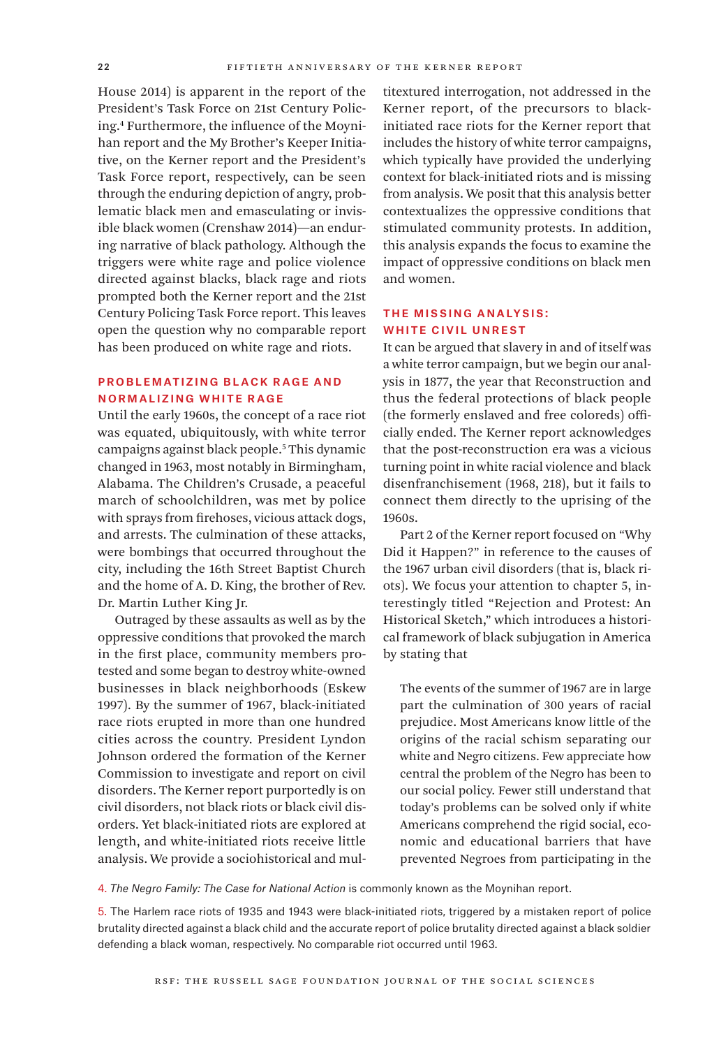House 2014) is apparent in the report of the President's Task Force on 21st Century Policing.[4] Furthermore, the influence of the Moynihan report and the My Brother's Keeper Initiative, on the Kerner report and the President's Task Force report, respectively, can be seen through the enduring depiction of angry, problematic black men and emasculating or invisible black women (Crenshaw 2014)—an enduring narrative of black pathology. Although the triggers were white rage and police violence directed against blacks, black rage and riots prompted both the Kerner report and the 21st Century Policing Task Force report. This leaves open the question why no comparable report has been produced on white rage and riots.

## Problematizing Black Rage and Normalizing White Rage

Until the early 1960s, the concept of a race riot was equated, ubiquitously, with white terror campaigns against black people.[5] This dynamic changed in 1963, most notably in Birmingham, Alabama. The Children's Crusade, a peaceful march of schoolchildren, was met by police with sprays from firehoses, vicious attack dogs, and arrests. The culmination of these attacks, were bombings that occurred throughout the city, including the 16th Street Baptist Church and the home of A. D. King, the brother of Rev. Dr. Martin Luther King Jr.

Outraged by these assaults as well as by the oppressive conditions that provoked the march in the first place, community members protested and some began to destroy white-owned businesses in black neighborhoods (Eskew 1997). By the summer of 1967, black-initiated race riots erupted in more than one hundred cities across the country. President Lyndon Johnson ordered the formation of the Kerner Commission to investigate and report on civil disorders. The Kerner report purportedly is on civil disorders, not black riots or black civil disorders. Yet black-initiated riots are explored at length, and white-initiated riots receive little analysis. We provide a sociohistorical and multitextured interrogation, not addressed in the Kerner report, of the precursors to black-initiated race riots for the Kerner report that includes the history of white terror campaigns, which typically have provided the underlying context for black-initiated riots and is missing from analysis. We posit that this analysis better contextualizes the oppressive conditions that stimulated community protests. In addition, this analysis expands the focus to examine the impact of oppressive conditions on black men and women.

## The Missing Analysis: White Civil Unrest

It can be argued that slavery in and of itself was a white terror campaign, but we begin our analysis in 1877, the year that Reconstruction and thus the federal protections of black people (the formerly enslaved and free coloreds) officially ended. The Kerner report acknowledges that the post-reconstruction era was a vicious turning point in white racial violence and black disenfranchisement (1968, 218), but it fails to connect them directly to the uprising of the 1960s.

Part 2 of the Kerner report focused on "Why Did it Happen?" in reference to the causes of the 1967 urban civil disorders (that is, black riots). We focus your attention to chapter 5, interestingly titled "Rejection and Protest: An Historical Sketch," which introduces a historical framework of black subjugation in America by stating that

> The events of the summer of 1967 are in large part the culmination of 300 years of racial prejudice. Most Americans know little of the origins of the racial schism separating our white and Negro citizens. Few appreciate how central the problem of the Negro has been to our social policy. Fewer still understand that today's problems can be solved only if white Americans comprehend the rigid social, economic and educational barriers that have prevented Negroes from participating in the

4. *The Negro Family: The Case for National Action* is commonly known as the Moynihan report.

5. The Harlem race riots of 1935 and 1943 were black-initiated riots, triggered by a mistaken report of police brutality directed against a black child and the accurate report of police brutality directed against a black soldier defending a black woman, respectively. No comparable riot occurred until 1963.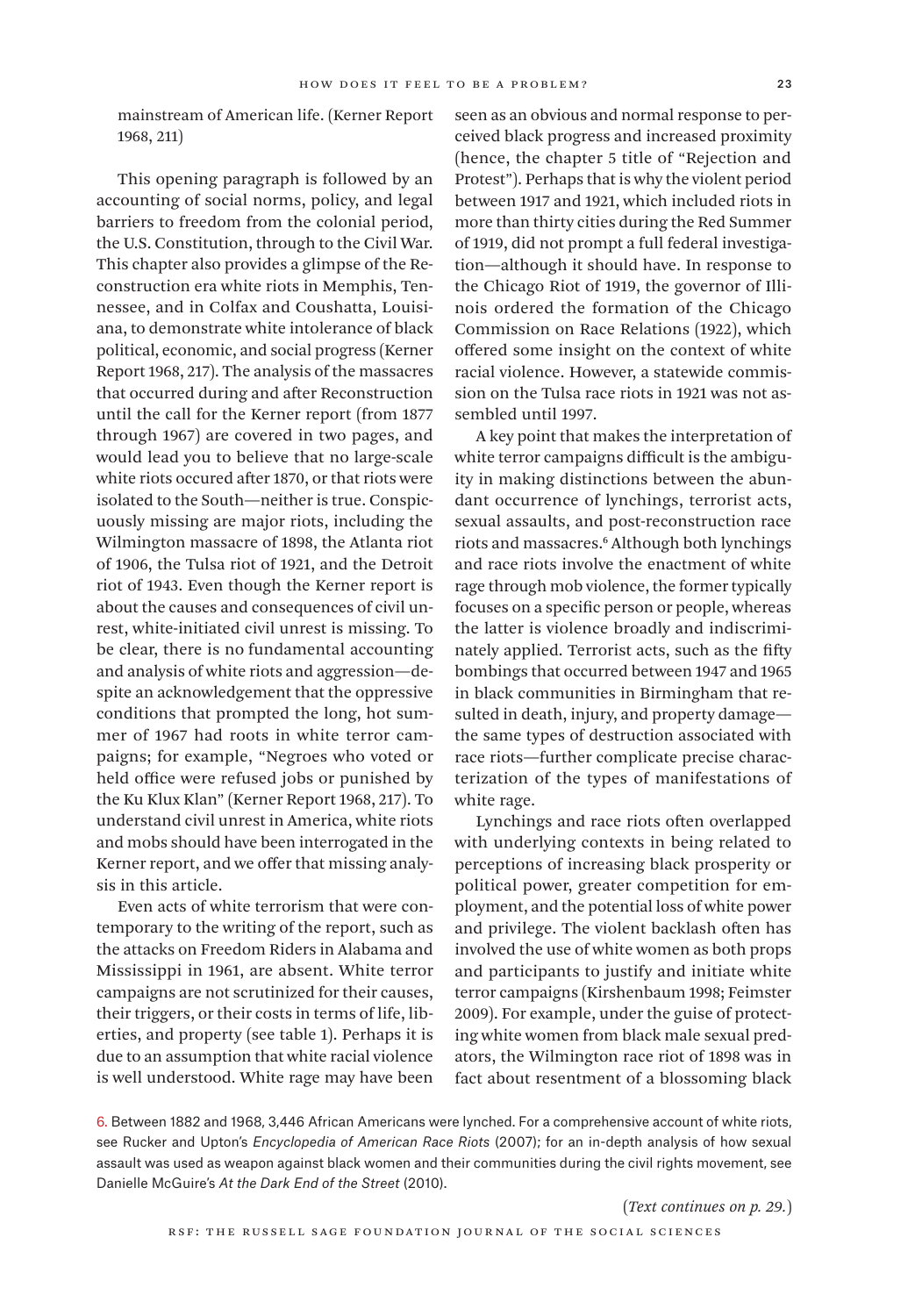mainstream of American life. (Kerner Report 1968, 211)

This opening paragraph is followed by an accounting of social norms, policy, and legal barriers to freedom from the colonial period, the U.S. Constitution, through to the Civil War. This chapter also provides a glimpse of the Reconstruction era white riots in Memphis, Tennessee, and in Colfax and Coushatta, Louisiana, to demonstrate white intolerance of black political, economic, and social progress (Kerner Report 1968, 217). The analysis of the massacres that occurred during and after Reconstruction until the call for the Kerner report (from 1877 through 1967) are covered in two pages, and would lead you to believe that no large-scale white riots occured after 1870, or that riots were isolated to the South—neither is true. Conspicuously missing are major riots, including the Wilmington massacre of 1898, the Atlanta riot of 1906, the Tulsa riot of 1921, and the Detroit riot of 1943. Even though the Kerner report is about the causes and consequences of civil unrest, white-initiated civil unrest is missing. To be clear, there is no fundamental accounting and analysis of white riots and aggression—despite an acknowledgement that the oppressive conditions that prompted the long, hot summer of 1967 had roots in white terror campaigns; for example, "Negroes who voted or held office were refused jobs or punished by the Ku Klux Klan" (Kerner Report 1968, 217). To understand civil unrest in America, white riots and mobs should have been interrogated in the Kerner report, and we offer that missing analysis in this article.

Even acts of white terrorism that were contemporary to the writing of the report, such as the attacks on Freedom Riders in Alabama and Mississippi in 1961, are absent. White terror campaigns are not scrutinized for their causes, their triggers, or their costs in terms of life, liberties, and property (see table 1). Perhaps it is due to an assumption that white racial violence is well understood. White rage may have been seen as an obvious and normal response to perceived black progress and increased proximity (hence, the chapter 5 title of "Rejection and Protest"). Perhaps that is why the violent period between 1917 and 1921, which included riots in more than thirty cities during the Red Summer of 1919, did not prompt a full federal investigation—although it should have. In response to the Chicago Riot of 1919, the governor of Illinois ordered the formation of the Chicago Commission on Race Relations (1922), which offered some insight on the context of white racial violence. However, a statewide commission on the Tulsa race riots in 1921 was not assembled until 1997.

A key point that makes the interpretation of white terror campaigns difficult is the ambiguity in making distinctions between the abundant occurrence of lynchings, terrorist acts, sexual assaults, and post-reconstruction race riots and massacres.[6] Although both lynchings and race riots involve the enactment of white rage through mob violence, the former typically focuses on a specific person or people, whereas the latter is violence broadly and indiscriminately applied. Terrorist acts, such as the fifty bombings that occurred between 1947 and 1965 in black communities in Birmingham that resulted in death, injury, and property damage—the same types of destruction associated with race riots—further complicate precise characterization of the types of manifestations of white rage.

Lynchings and race riots often overlapped with underlying contexts in being related to perceptions of increasing black prosperity or political power, greater competition for employment, and the potential loss of white power and privilege. The violent backlash often has involved the use of white women as both props and participants to justify and initiate white terror campaigns (Kirshenbaum 1998; Feimster 2009). For example, under the guise of protecting white women from black male sexual predators, the Wilmington race riot of 1898 was in fact about resentment of a blossoming black

6. Between 1882 and 1968, 3,446 African Americans were lynched. For a comprehensive account of white riots, see Rucker and Upton's *Encyclopedia of American Race Riots* (2007); for an in-depth analysis of how sexual assault was used as weapon against black women and their communities during the civil rights movement, see Danielle McGuire's *At the Dark End of the Street* (2010).

(*Text continues on p. 29.*)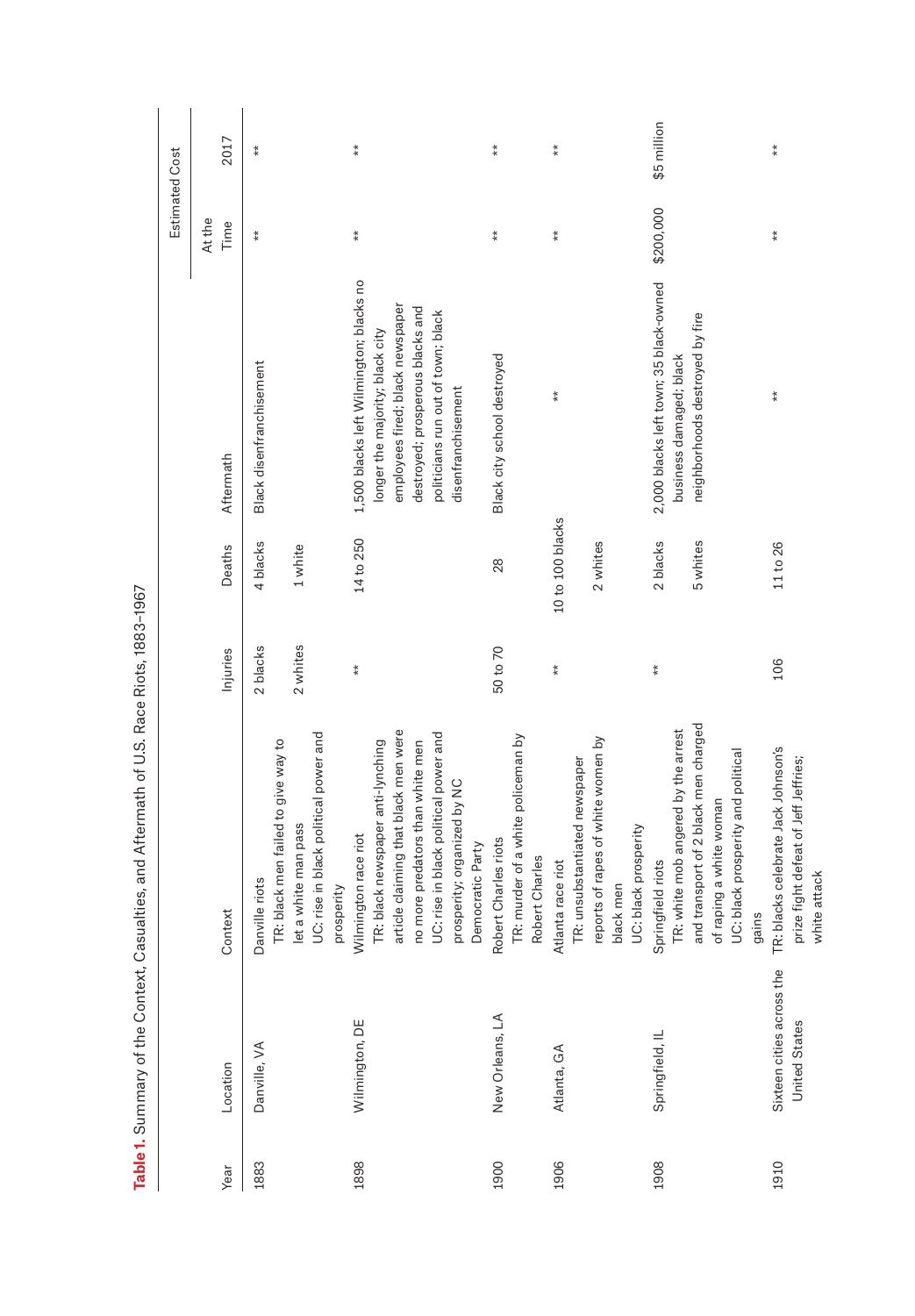**Table 1.** Summary of the Context, Casualties, and Aftermath of U.S. Race Riots, 1883–1967

| Year | Location | Context | Injuries | Deaths | Aftermath | Estimated Cost | |
|---|---|---|---|---|---|---|---|
| | | | | | | At the Time | 2017 |
| 1883 | Danville, VA | Danville riots<br>TR: black men failed to give way to let a white man pass<br>UC: rise in black political power and prosperity | 2 blacks<br>2 whites | 4 blacks<br>1 white | Black disenfranchisement | ** | ** |
| 1898 | Wilmington, DE | Wilmington race riot<br>TR: black newspaper anti-lynching article claiming that black men were no more predators than white men<br>UC: rise in black political power and prosperity; organized by NC Democratic Party | ** | 14 to 250 | 1,500 blacks left Wilmington; blacks no longer the majority; black city employees fired; black newspaper destroyed; prosperous blacks and politicians run out of town; black disenfranchisement | ** | ** |
| 1900 | New Orleans, LA | Robert Charles riots<br>TR: murder of a white policeman by Robert Charles | 50 to 70 | 28 | Black city school destroyed | ** | ** |
| 1906 | Atlanta, GA | Atlanta race riot<br>TR: unsubstantiated newspaper reports of rapes of white women by black men<br>UC: black prosperity | ** | 10 to 100 blacks<br>2 whites | ** | ** | ** |
| 1908 | Springfield, IL | Springfield riots<br>TR: white mob angered by the arrest and transport of 2 black men charged of raping a white woman<br>UC: black prosperity and political gains | ** | 2 blacks<br>5 whites | 2,000 blacks left town; 35 black-owned business damaged; black neighborhoods destroyed by fire | $200,000 | $5 million |
| 1910 | Sixteen cities across the United States | TR: blacks celebrate Jack Johnson's prize fight defeat of Jeff Jeffries; white attack | 106 | 11 to 26 | ** | ** | ** |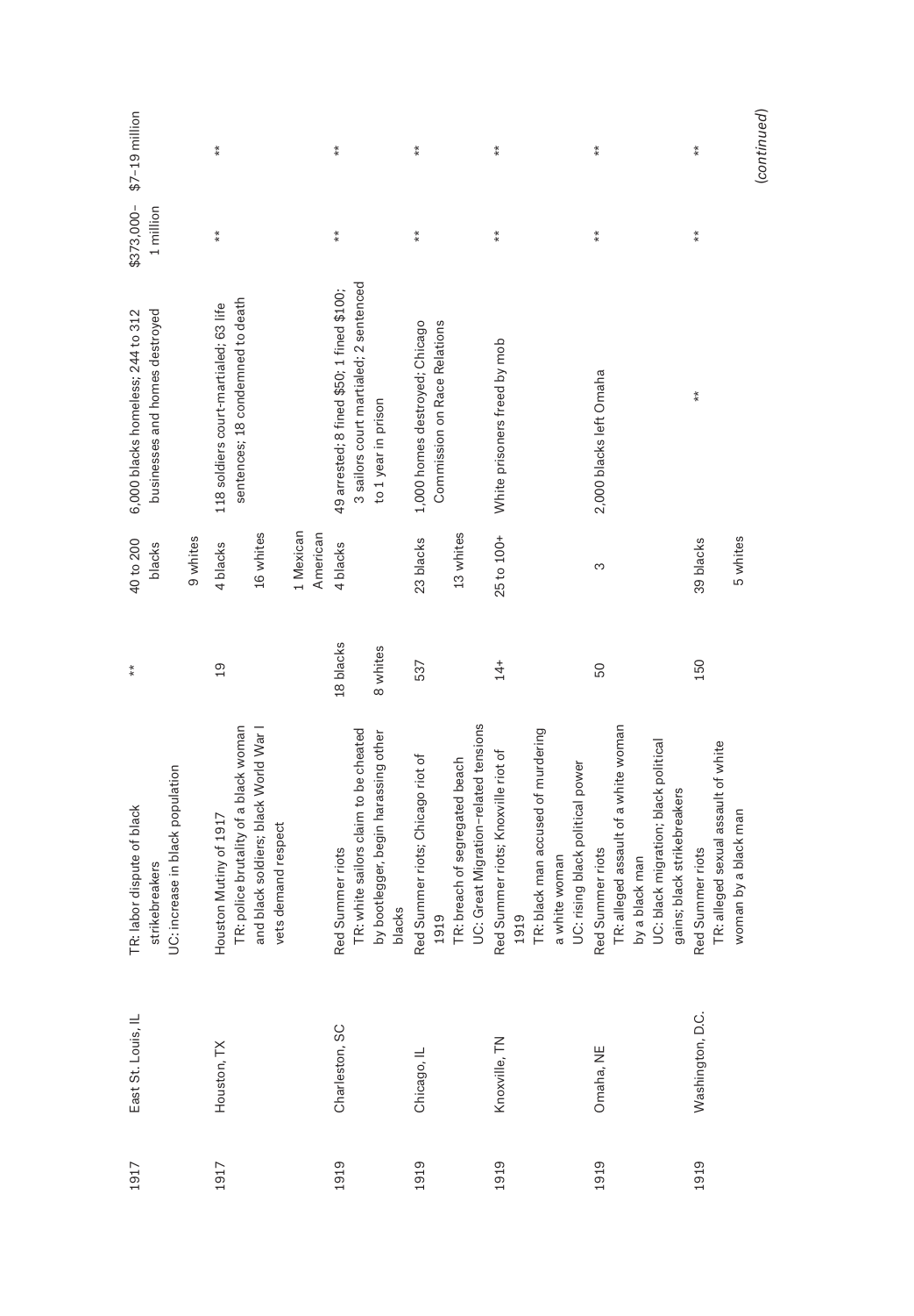| | | | | | | | |
|---|---|---|---|---|---|---|---|
| 1917 | East St. Louis, IL | TR: labor dispute of black strikebreakers<br>UC: increase in black population | ** | 40 to 200 blacks<br>9 whites | 6,000 blacks homeless; 244 to 312 businesses and homes destroyed | $373,000–1 million | $7–19 million |
| 1917 | Houston, TX | Houston Mutiny of 1917<br>TR: police brutality of a black woman and black soldiers; black World War I vets demand respect | 19 | 4 blacks<br>16 whites<br>1 Mexican American | 118 soldiers court-martialed; 63 life sentences; 18 condemned to death | ** | ** |
| 1919 | Charleston, SC | Red Summer riots<br>TR: white sailors claim to be cheated by bootlegger, begin harassing other blacks | 18 blacks<br>8 whites | 4 blacks | 49 arrested; 8 fined $50; 1 fined $100; 3 sailors court martialed; 2 sentenced to 1 year in prison | ** | ** |
| 1919 | Chicago, IL | Red Summer riots; Chicago riot of 1919<br>TR: breach of segregated beach<br>UC: Great Migration–related tensions | 537 | 23 blacks<br>13 whites | 1,000 homes destroyed; Chicago Commission on Race Relations | ** | ** |
| 1919 | Knoxville, TN | Red Summer riots; Knoxville riot of 1919<br>TR: black man accused of murdering a white woman<br>UC: rising black political power | 14+ | 25 to 100+ | White prisoners freed by mob | ** | ** |
| 1919 | Omaha, NE | Red Summer riots<br>TR: alleged assault of a white woman by a black man<br>UC: black migration; black political gains; black strikebreakers | 50 | 3 | 2,000 blacks left Omaha | ** | ** |
| 1919 | Washington, D.C. | Red Summer riots<br>TR: alleged sexual assault of white woman by a black man | 150 | 39 blacks<br>5 whites | ** | ** | ** |

(continued)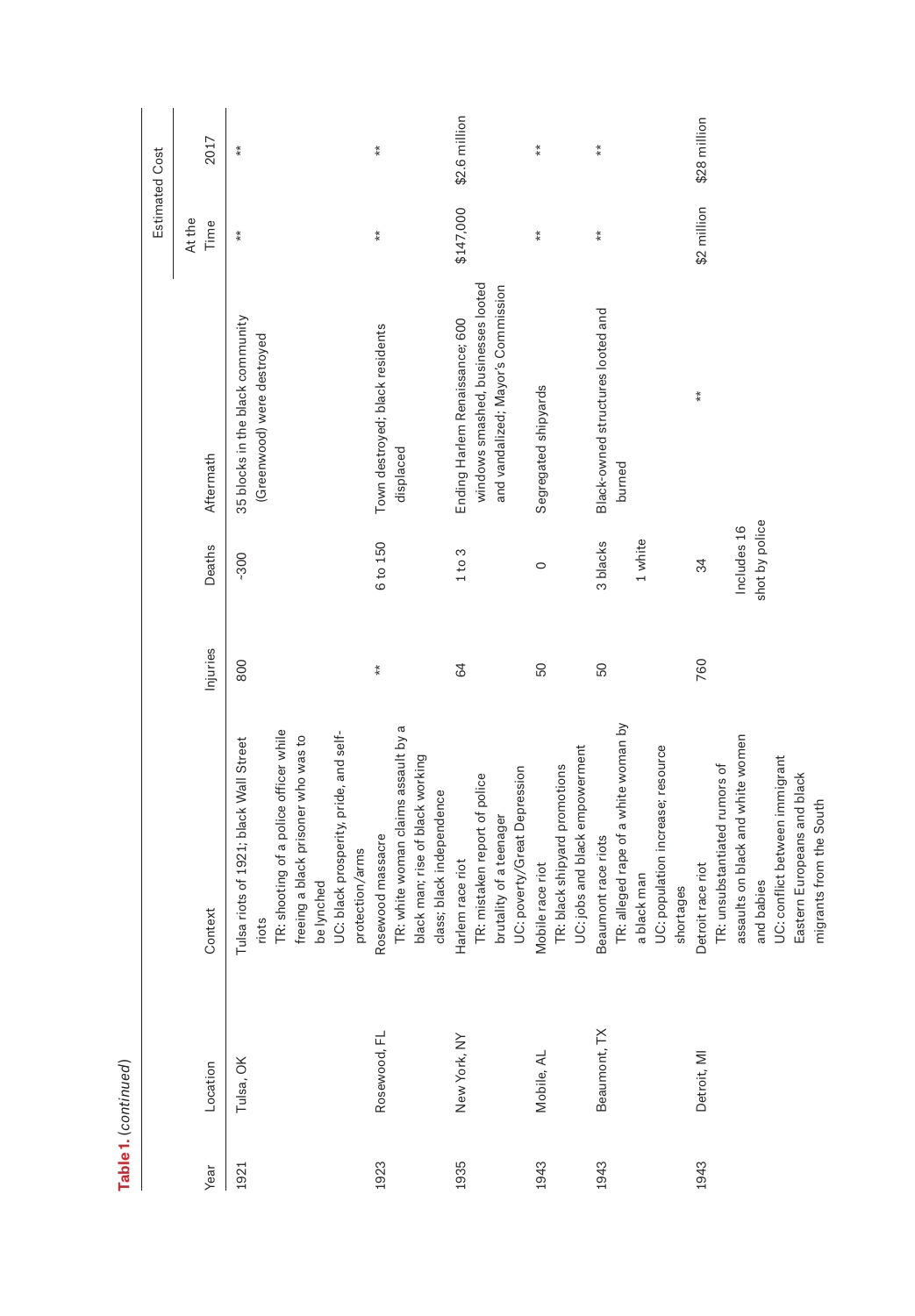**Table 1.** (*continued*)

| Year | Location | Context | Injuries | Deaths | Aftermath | Estimated Cost | |
|---|---|---|---|---|---|---|---|
| | | | | | | At the Time | 2017 |
| 1921 | Tulsa, OK | Tulsa riots of 1921; black Wall Street riots<br>TR: shooting of a police officer while freeing a black prisoner who was to be lynched<br>UC: black prosperity, pride, and self-protection/arms | 800 | ~300 | 35 blocks in the black community (Greenwood) were destroyed | ** | ** |
| 1923 | Rosewood, FL | Rosewood massacre<br>TR: white woman claims assault by a black man; rise of black working class; black independence | ** | 6 to 150 | Town destroyed; black residents displaced | ** | ** |
| 1935 | New York, NY | Harlem race riot<br>TR: mistaken report of police brutality of a teenager<br>UC: poverty/Great Depression | 64 | 1 to 3 | Ending Harlem Renaissance; 600 windows smashed, businesses looted and vandalized; Mayor's Commission | $147,000 | $2.6 million |
| 1943 | Mobile, AL | Mobile race riot<br>TR: black shipyard promotions<br>UC: jobs and black empowerment | 50 | 0 | Segregated shipyards | ** | ** |
| 1943 | Beaumont, TX | Beaumont race riots<br>TR: alleged rape of a white woman by a black man<br>UC: population increase; resource shortages | 50 | 3 blacks<br>1 white | Black-owned structures looted and burned | ** | ** |
| 1943 | Detroit, MI | Detroit race riot<br>TR: unsubstantiated rumors of assaults on black and white women and babies<br>UC: conflict between immigrant Eastern Europeans and black migrants from the South | 760 | 34<br>Includes 16 shot by police | ** | $2 million | $28 million |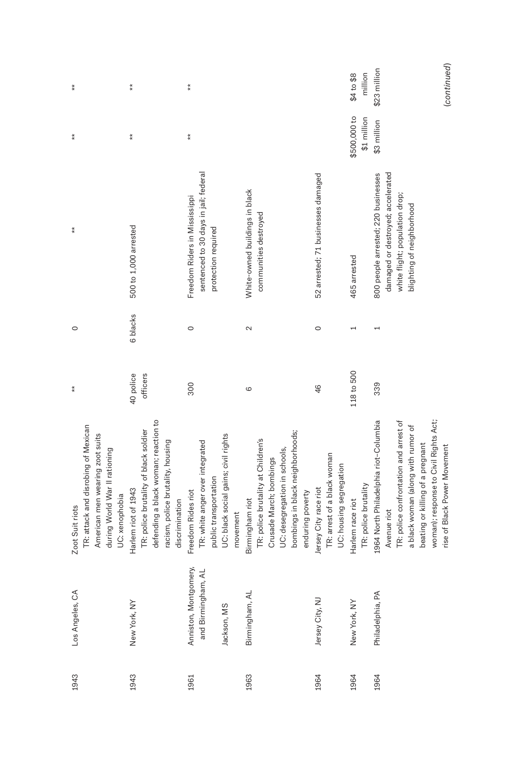| | | | | | | | |
|---|---|---|---|---|---|---|---|
| 1943 | Los Angeles, CA | Zoot Suit riots<br>TR: attack and disrobing of Mexican American men wearing zoot suits during World War II rationing<br>UC: xenophobia | ** | 0 | ** | ** | ** |
| 1943 | New York, NY | Harlem riot of 1943<br>TR: police brutality of black soldier defending a black woman; reaction to racism, police brutality, housing discrimination | 40 police officers | 6 blacks | 500 to 1,000 arrested | ** | ** |
| 1961 | Anniston, Montgomery, and Birmingham, AL<br><br>Jackson, MS | Freedom Rides riot<br>TR: white anger over integrated public transportation<br>UC: black social gains; civil rights movement | 300 | 0 | Freedom Riders in Mississippi sentenced to 30 days in jail; federal protection required | ** | ** |
| 1963 | Birmingham, AL | Birmingham riot<br>TR: police brutality at Children's Crusade March; bombings<br>UC: desegregation in schools, bombings in black neighborhoods; enduring poverty | 6 | 2 | White-owned buildings in black communities destroyed | | |
| 1964 | Jersey City, NJ | Jersey City race riot<br>TR: arrest of a black woman<br>UC: housing segregation | 46 | 0 | 52 arrested; 71 businesses damaged | | |
| 1964 | New York, NY | Harlem race riot<br>TR: police brutality | 118 to 500 | 1 | 465 arrested | $500,000 to $1 million | $4 to $8 million |
| 1964 | Philadelphia, PA | 1964 North Philadelphia riot–Columbia Avenue riot<br>TR: police confrontation and arrest of a black woman (along with rumor of beating or killing of a pregnant woman); response to Civil Rights Act; rise of Black Power Movement | 339 | 1 | 800 people arrested; 220 businesses damaged or destroyed; accelerated white flight; population drop; blighting of neighborhood | $3 million | $23 million |

*(continued)*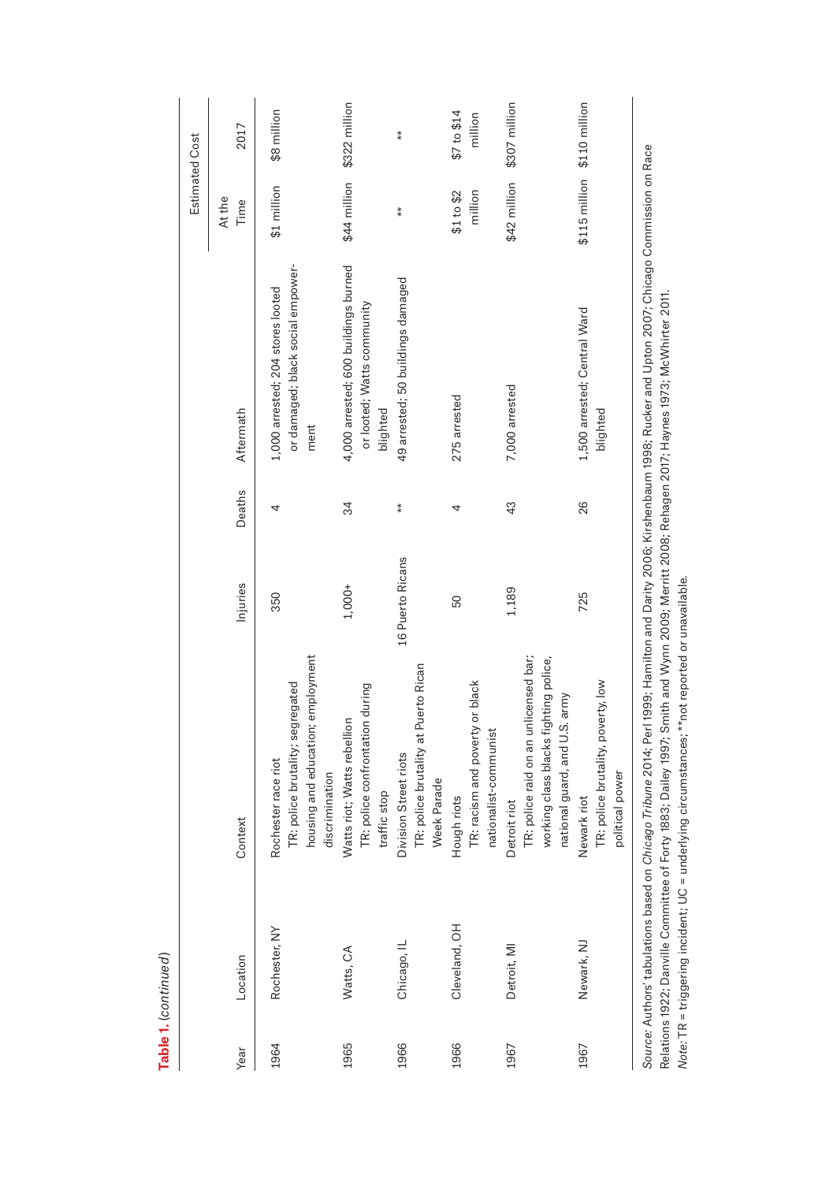**Table 1.** *(continued)*

| Year | Location | Context | Injuries | Deaths | Aftermath | Estimated Cost | |
|---|---|---|---|---|---|---|---|
| | | | | | | At the Time | 2017 |
| 1964 | Rochester, NY | Rochester race riot<br>TR: police brutality; segregated housing and education; employment discrimination | 350 | 4 | 1,000 arrested; 204 stores looted or damaged; black social empowerment | $1 million | $8 million |
| 1965 | Watts, CA | Watts riot; Watts rebellion<br>TR: police confrontation during traffic stop | 1,000+ | 34 | 4,000 arrested; 600 buildings burned or looted; Watts community blighted | $44 million | $322 million |
| 1966 | Chicago, IL | Division Street riots<br>TR: police brutality at Puerto Rican Week Parade | 16 Puerto Ricans | ** | 49 arrested; 50 buildings damaged | ** | ** |
| 1966 | Cleveland, OH | Hough riots<br>TR: racism and poverty or black nationalist-communist | 50 | 4 | 275 arrested | $1 to $2 million | $7 to $14 million |
| 1967 | Detroit, MI | Detroit riot<br>TR: police raid on an unlicensed bar; working class blacks fighting police, national guard, and U.S. army | 1,189 | 43 | 7,000 arrested | $42 million | $307 million |
| 1967 | Newark, NJ | Newark riot<br>TR: police brutality, poverty, low political power | 725 | 26 | 1,500 arrested; Central Ward blighted | $115 million | $110 million |

*Source:* Authors' tabulations based on *Chicago Tribune* 2014; Perl 1999; Hamilton and Darity 2006; Kirshenbaum 1998; Rucker and Upton 2007; Chicago Commission on Race Relations 1922; Danville Committee of Forty 1883; Dailey 1997; Smith and Wynn 2009; Merritt 2008; Rehagen 2017; Haynes 1973; McWhirter 2011.

*Note:* TR = triggering incident; UC = underlying circumstances; **not reported or unavailable.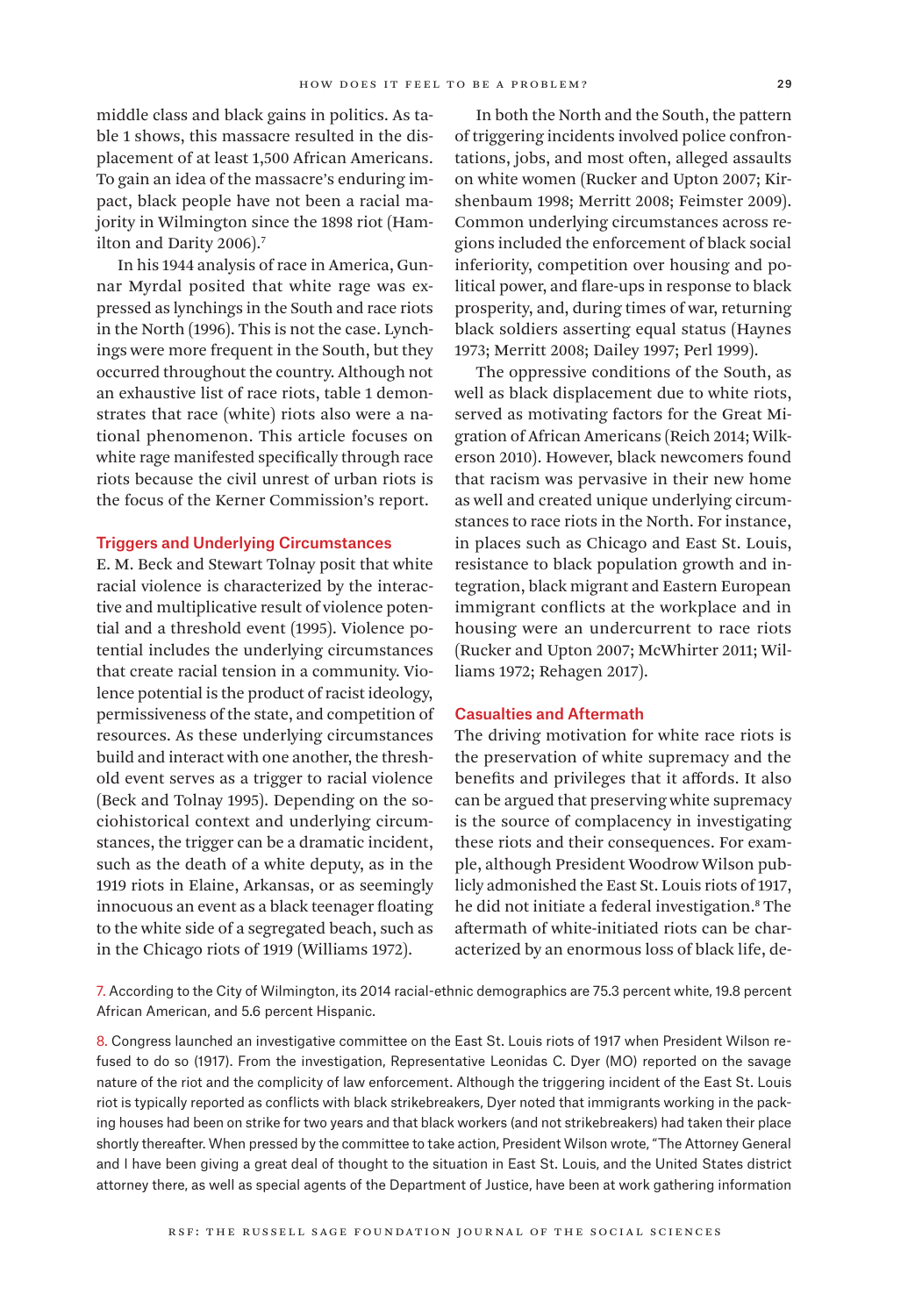middle class and black gains in politics. As table 1 shows, this massacre resulted in the displacement of at least 1,500 African Americans. To gain an idea of the massacre's enduring impact, black people have not been a racial majority in Wilmington since the 1898 riot (Hamilton and Darity 2006).[7]

In his 1944 analysis of race in America, Gunnar Myrdal posited that white rage was expressed as lynchings in the South and race riots in the North (1996). This is not the case. Lynchings were more frequent in the South, but they occurred throughout the country. Although not an exhaustive list of race riots, table 1 demonstrates that race (white) riots also were a national phenomenon. This article focuses on white rage manifested specifically through race riots because the civil unrest of urban riots is the focus of the Kerner Commission's report.

### Triggers and Underlying Circumstances

E. M. Beck and Stewart Tolnay posit that white racial violence is characterized by the interactive and multiplicative result of violence potential and a threshold event (1995). Violence potential includes the underlying circumstances that create racial tension in a community. Violence potential is the product of racist ideology, permissiveness of the state, and competition of resources. As these underlying circumstances build and interact with one another, the threshold event serves as a trigger to racial violence (Beck and Tolnay 1995). Depending on the sociohistorical context and underlying circumstances, the trigger can be a dramatic incident, such as the death of a white deputy, as in the 1919 riots in Elaine, Arkansas, or as seemingly innocuous an event as a black teenager floating to the white side of a segregated beach, such as in the Chicago riots of 1919 (Williams 1972).

In both the North and the South, the pattern of triggering incidents involved police confrontations, jobs, and most often, alleged assaults on white women (Rucker and Upton 2007; Kirshenbaum 1998; Merritt 2008; Feimster 2009). Common underlying circumstances across regions included the enforcement of black social inferiority, competition over housing and political power, and flare-ups in response to black prosperity, and, during times of war, returning black soldiers asserting equal status (Haynes 1973; Merritt 2008; Dailey 1997; Perl 1999).

The oppressive conditions of the South, as well as black displacement due to white riots, served as motivating factors for the Great Migration of African Americans (Reich 2014; Wilkerson 2010). However, black newcomers found that racism was pervasive in their new home as well and created unique underlying circumstances to race riots in the North. For instance, in places such as Chicago and East St. Louis, resistance to black population growth and integration, black migrant and Eastern European immigrant conflicts at the workplace and in housing were an undercurrent to race riots (Rucker and Upton 2007; McWhirter 2011; Williams 1972; Rehagen 2017).

### Casualties and Aftermath

The driving motivation for white race riots is the preservation of white supremacy and the benefits and privileges that it affords. It also can be argued that preserving white supremacy is the source of complacency in investigating these riots and their consequences. For example, although President Woodrow Wilson publicly admonished the East St. Louis riots of 1917, he did not initiate a federal investigation.[8] The aftermath of white-initiated riots can be characterized by an enormous loss of black life, de-

7. According to the City of Wilmington, its 2014 racial-ethnic demographics are 75.3 percent white, 19.8 percent African American, and 5.6 percent Hispanic.

8. Congress launched an investigative committee on the East St. Louis riots of 1917 when President Wilson refused to do so (1917). From the investigation, Representative Leonidas C. Dyer (MO) reported on the savage nature of the riot and the complicity of law enforcement. Although the triggering incident of the East St. Louis riot is typically reported as conflicts with black strikebreakers, Dyer noted that immigrants working in the packing houses had been on strike for two years and that black workers (and not strikebreakers) had taken their place shortly thereafter. When pressed by the committee to take action, President Wilson wrote, "The Attorney General and I have been giving a great deal of thought to the situation in East St. Louis, and the United States district attorney there, as well as special agents of the Department of Justice, have been at work gathering information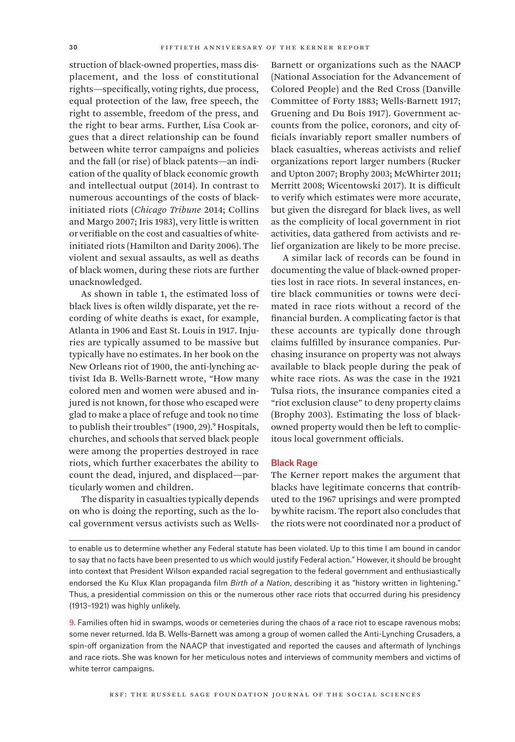struction of black-owned properties, mass displacement, and the loss of constitutional rights—specifically, voting rights, due process, equal protection of the law, free speech, the right to assemble, freedom of the press, and the right to bear arms. Further, Lisa Cook argues that a direct relationship can be found between white terror campaigns and policies and the fall (or rise) of black patents—an indication of the quality of black economic growth and intellectual output (2014). In contrast to numerous accountings of the costs of black-initiated riots (*Chicago Tribune* 2014; Collins and Margo 2007; Iris 1983), very little is written or verifiable on the cost and casualties of white-initiated riots (Hamilton and Darity 2006). The violent and sexual assaults, as well as deaths of black women, during these riots are further unacknowledged.

As shown in table 1, the estimated loss of black lives is often wildly disparate, yet the recording of white deaths is exact, for example, Atlanta in 1906 and East St. Louis in 1917. Injuries are typically assumed to be massive but typically have no estimates. In her book on the New Orleans riot of 1900, the anti-lynching activist Ida B. Wells-Barnett wrote, "How many colored men and women were abused and injured is not known, for those who escaped were glad to make a place of refuge and took no time to publish their troubles" (1900, 29).[9] Hospitals, churches, and schools that served black people were among the properties destroyed in race riots, which further exacerbates the ability to count the dead, injured, and displaced—particularly women and children.

The disparity in casualties typically depends on who is doing the reporting, such as the local government versus activists such as Wells-Barnett or organizations such as the NAACP (National Association for the Advancement of Colored People) and the Red Cross (Danville Committee of Forty 1883; Wells-Barnett 1917; Gruening and Du Bois 1917). Government accounts from the police, coronors, and city officials invariably report smaller numbers of black casualties, whereas activists and relief organizations report larger numbers (Rucker and Upton 2007; Brophy 2003; McWhirter 2011; Merritt 2008; Wicentowski 2017). It is difficult to verify which estimates were more accurate, but given the disregard for black lives, as well as the complicity of local government in riot activities, data gathered from activists and relief organization are likely to be more precise.

A similar lack of records can be found in documenting the value of black-owned properties lost in race riots. In several instances, entire black communities or towns were decimated in race riots without a record of the financial burden. A complicating factor is that these accounts are typically done through claims fulfilled by insurance companies. Purchasing insurance on property was not always available to black people during the peak of white race riots. As was the case in the 1921 Tulsa riots, the insurance companies cited a "riot exclusion clause" to deny property claims (Brophy 2003). Estimating the loss of black-owned property would then be left to complicitous local government officials.

## Black Rage

The Kerner report makes the argument that blacks have legitimate concerns that contributed to the 1967 uprisings and were prompted by white racism. The report also concludes that the riots were not coordinated nor a product of

---

to enable us to determine whether any Federal statute has been violated. Up to this time I am bound in candor to say that no facts have been presented to us which would justify Federal action." However, it should be brought into context that President Wilson expanded racial segregation to the federal government and enthusiastically endorsed the Ku Klux Klan propaganda film *Birth of a Nation*, describing it as "history written in lightening." Thus, a presidential commission on this or the numerous other race riots that occurred during his presidency (1913–1921) was highly unlikely.

9. Families often hid in swamps, woods or cemeteries during the chaos of a race riot to escape ravenous mobs; some never returned. Ida B. Wells-Barnett was among a group of women called the Anti-Lynching Crusaders, a spin-off organization from the NAACP that investigated and reported the causes and aftermath of lynchings and race riots. She was known for her meticulous notes and interviews of community members and victims of white terror campaigns.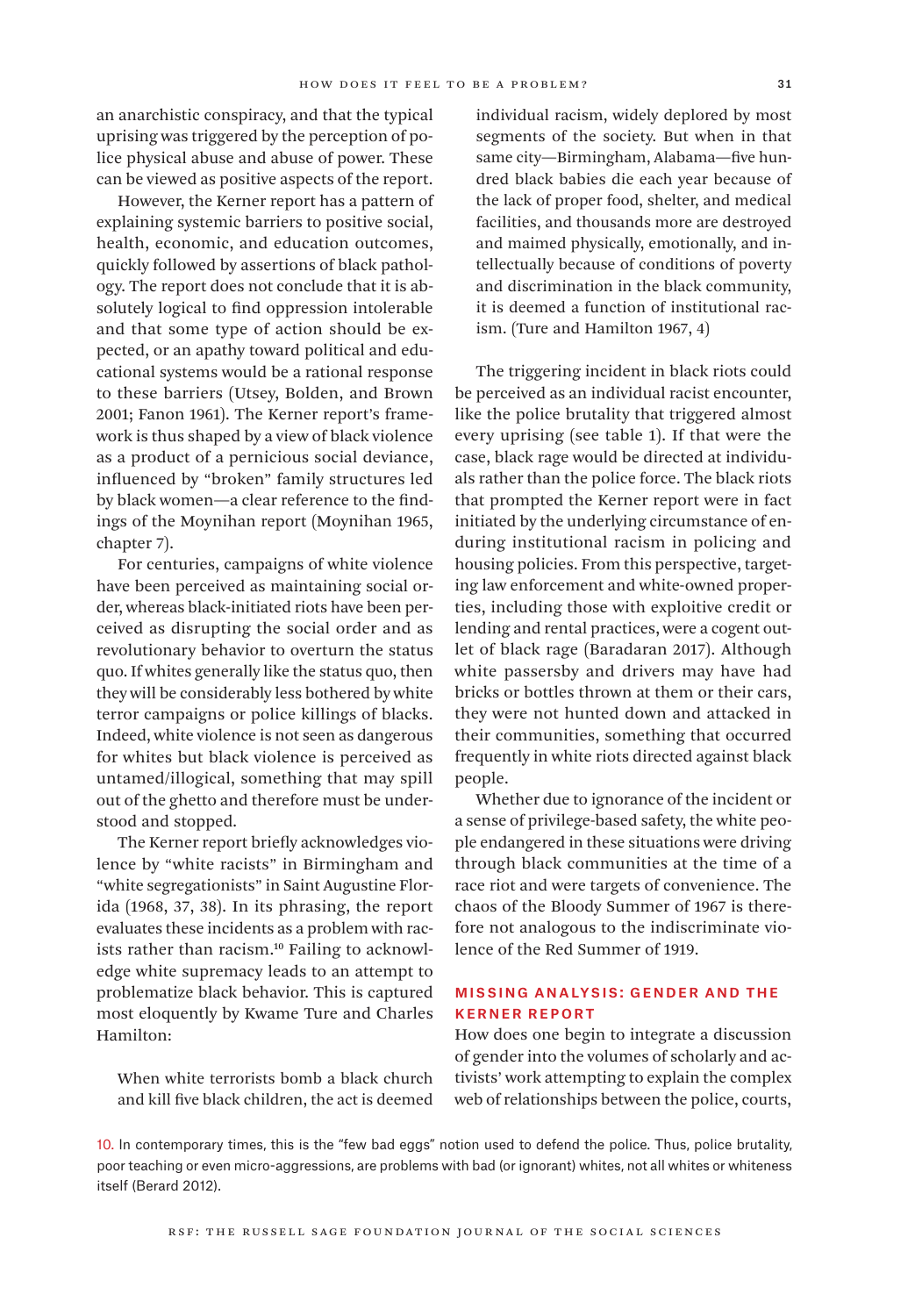an anarchistic conspiracy, and that the typical uprising was triggered by the perception of police physical abuse and abuse of power. These can be viewed as positive aspects of the report.

However, the Kerner report has a pattern of explaining systemic barriers to positive social, health, economic, and education outcomes, quickly followed by assertions of black pathology. The report does not conclude that it is absolutely logical to find oppression intolerable and that some type of action should be expected, or an apathy toward political and educational systems would be a rational response to these barriers (Utsey, Bolden, and Brown 2001; Fanon 1961). The Kerner report's framework is thus shaped by a view of black violence as a product of a pernicious social deviance, influenced by "broken" family structures led by black women—a clear reference to the findings of the Moynihan report (Moynihan 1965, chapter 7).

For centuries, campaigns of white violence have been perceived as maintaining social order, whereas black-initiated riots have been perceived as disrupting the social order and as revolutionary behavior to overturn the status quo. If whites generally like the status quo, then they will be considerably less bothered by white terror campaigns or police killings of blacks. Indeed, white violence is not seen as dangerous for whites but black violence is perceived as untamed/illogical, something that may spill out of the ghetto and therefore must be understood and stopped.

The Kerner report briefly acknowledges violence by "white racists" in Birmingham and "white segregationists" in Saint Augustine Florida (1968, 37, 38). In its phrasing, the report evaluates these incidents as a problem with racists rather than racism.[10] Failing to acknowledge white supremacy leads to an attempt to problematize black behavior. This is captured most eloquently by Kwame Ture and Charles Hamilton:

> When white terrorists bomb a black church and kill five black children, the act is deemed individual racism, widely deplored by most segments of the society. But when in that same city—Birmingham, Alabama—five hundred black babies die each year because of the lack of proper food, shelter, and medical facilities, and thousands more are destroyed and maimed physically, emotionally, and intellectually because of conditions of poverty and discrimination in the black community, it is deemed a function of institutional racism. (Ture and Hamilton 1967, 4)

The triggering incident in black riots could be perceived as an individual racist encounter, like the police brutality that triggered almost every uprising (see table 1). If that were the case, black rage would be directed at individuals rather than the police force. The black riots that prompted the Kerner report were in fact initiated by the underlying circumstance of enduring institutional racism in policing and housing policies. From this perspective, targeting law enforcement and white-owned properties, including those with exploitive credit or lending and rental practices, were a cogent outlet of black rage (Baradaran 2017). Although white passersby and drivers may have had bricks or bottles thrown at them or their cars, they were not hunted down and attacked in their communities, something that occurred frequently in white riots directed against black people.

Whether due to ignorance of the incident or a sense of privilege-based safety, the white people endangered in these situations were driving through black communities at the time of a race riot and were targets of convenience. The chaos of the Bloody Summer of 1967 is therefore not analogous to the indiscriminate violence of the Red Summer of 1919.

## MISSING ANALYSIS: GENDER AND THE KERNER REPORT

How does one begin to integrate a discussion of gender into the volumes of scholarly and activists' work attempting to explain the complex web of relationships between the police, courts,

10. In contemporary times, this is the "few bad eggs" notion used to defend the police. Thus, police brutality, poor teaching or even micro-aggressions, are problems with bad (or ignorant) whites, not all whites or whiteness itself (Berard 2012).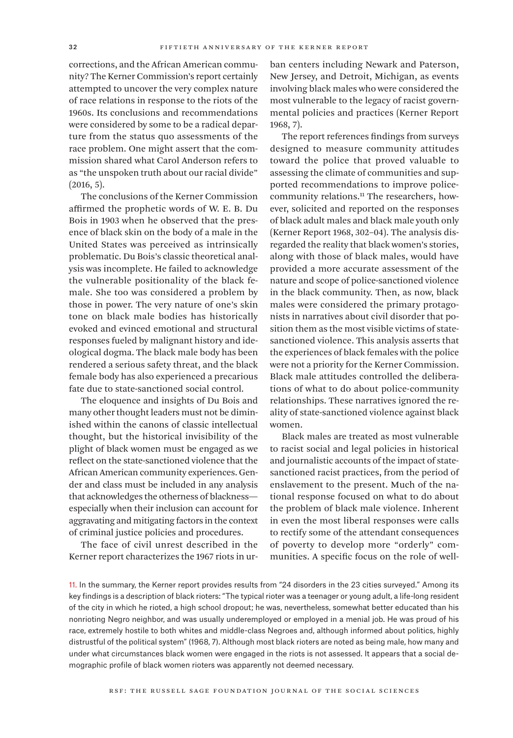corrections, and the African American community? The Kerner Commission's report certainly attempted to uncover the very complex nature of race relations in response to the riots of the 1960s. Its conclusions and recommendations were considered by some to be a radical departure from the status quo assessments of the race problem. One might assert that the commission shared what Carol Anderson refers to as "the unspoken truth about our racial divide" (2016, 5).

The conclusions of the Kerner Commission affirmed the prophetic words of W. E. B. Du Bois in 1903 when he observed that the presence of black skin on the body of a male in the United States was perceived as intrinsically problematic. Du Bois's classic theoretical analysis was incomplete. He failed to acknowledge the vulnerable positionality of the black female. She too was considered a problem by those in power. The very nature of one's skin tone on black male bodies has historically evoked and evinced emotional and structural responses fueled by malignant history and ideological dogma. The black male body has been rendered a serious safety threat, and the black female body has also experienced a precarious fate due to state-sanctioned social control.

The eloquence and insights of Du Bois and many other thought leaders must not be diminished within the canons of classic intellectual thought, but the historical invisibility of the plight of black women must be engaged as we reflect on the state-sanctioned violence that the African American community experiences. Gender and class must be included in any analysis that acknowledges the otherness of blackness—especially when their inclusion can account for aggravating and mitigating factors in the context of criminal justice policies and procedures.

The face of civil unrest described in the Kerner report characterizes the 1967 riots in urban centers including Newark and Paterson, New Jersey, and Detroit, Michigan, as events involving black males who were considered the most vulnerable to the legacy of racist governmental policies and practices (Kerner Report 1968, 7).

The report references findings from surveys designed to measure community attitudes toward the police that proved valuable to assessing the climate of communities and supported recommendations to improve police-community relations.[11] The researchers, however, solicited and reported on the responses of black adult males and black male youth only (Kerner Report 1968, 302–04). The analysis disregarded the reality that black women's stories, along with those of black males, would have provided a more accurate assessment of the nature and scope of police-sanctioned violence in the black community. Then, as now, black males were considered the primary protagonists in narratives about civil disorder that position them as the most visible victims of state-sanctioned violence. This analysis asserts that the experiences of black females with the police were not a priority for the Kerner Commission. Black male attitudes controlled the deliberations of what to do about police-community relationships. These narratives ignored the reality of state-sanctioned violence against black women.

Black males are treated as most vulnerable to racist social and legal policies in historical and journalistic accounts of the impact of state-sanctioned racist practices, from the period of enslavement to the present. Much of the national response focused on what to do about the problem of black male violence. Inherent in even the most liberal responses were calls to rectify some of the attendant consequences of poverty to develop more "orderly" communities. A specific focus on the role of well-

11. In the summary, the Kerner report provides results from "24 disorders in the 23 cities surveyed." Among its key findings is a description of black rioters: "The typical rioter was a teenager or young adult, a life-long resident of the city in which he rioted, a high school dropout; he was, nevertheless, somewhat better educated than his nonrioting Negro neighbor, and was usually underemployed or employed in a menial job. He was proud of his race, extremely hostile to both whites and middle-class Negroes and, although informed about politics, highly distrustful of the political system" (1968, 7). Although most black rioters are noted as being male, how many and under what circumstances black women were engaged in the riots is not assessed. It appears that a social demographic profile of black women rioters was apparently not deemed necessary.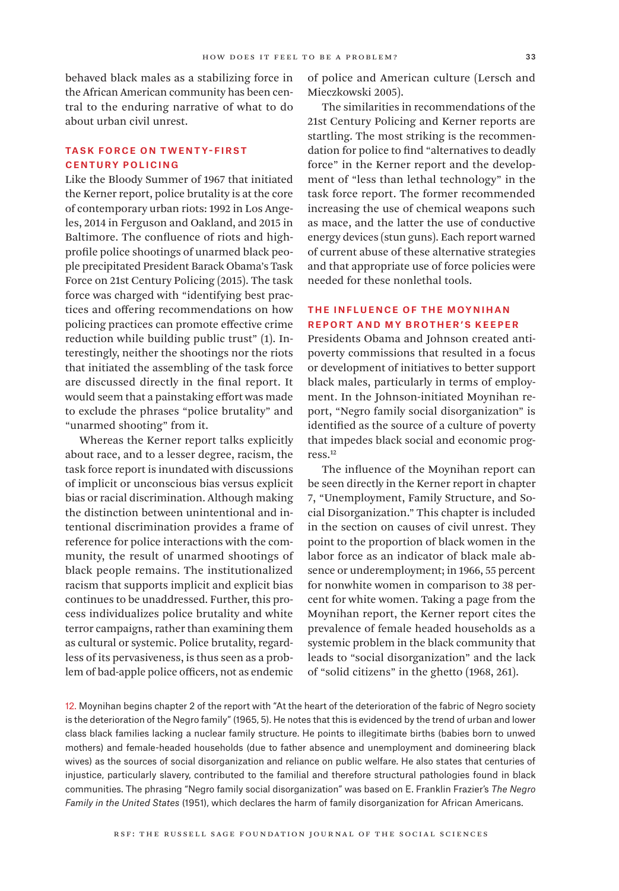behaved black males as a stabilizing force in the African American community has been central to the enduring narrative of what to do about urban civil unrest.

## TASK FORCE ON TWENTY-FIRST CENTURY POLICING

Like the Bloody Summer of 1967 that initiated the Kerner report, police brutality is at the core of contemporary urban riots: 1992 in Los Angeles, 2014 in Ferguson and Oakland, and 2015 in Baltimore. The confluence of riots and high-profile police shootings of unarmed black people precipitated President Barack Obama's Task Force on 21st Century Policing (2015). The task force was charged with "identifying best practices and offering recommendations on how policing practices can promote effective crime reduction while building public trust" (1). Interestingly, neither the shootings nor the riots that initiated the assembling of the task force are discussed directly in the final report. It would seem that a painstaking effort was made to exclude the phrases "police brutality" and "unarmed shooting" from it.

Whereas the Kerner report talks explicitly about race, and to a lesser degree, racism, the task force report is inundated with discussions of implicit or unconscious bias versus explicit bias or racial discrimination. Although making the distinction between unintentional and intentional discrimination provides a frame of reference for police interactions with the community, the result of unarmed shootings of black people remains. The institutionalized racism that supports implicit and explicit bias continues to be unaddressed. Further, this process individualizes police brutality and white terror campaigns, rather than examining them as cultural or systemic. Police brutality, regardless of its pervasiveness, is thus seen as a problem of bad-apple police officers, not as endemic of police and American culture (Lersch and Mieczkowski 2005).

The similarities in recommendations of the 21st Century Policing and Kerner reports are startling. The most striking is the recommendation for police to find "alternatives to deadly force" in the Kerner report and the development of "less than lethal technology" in the task force report. The former recommended increasing the use of chemical weapons such as mace, and the latter the use of conductive energy devices (stun guns). Each report warned of current abuse of these alternative strategies and that appropriate use of force policies were needed for these nonlethal tools.

## THE INFLUENCE OF THE MOYNIHAN REPORT AND MY BROTHER'S KEEPER

Presidents Obama and Johnson created anti-poverty commissions that resulted in a focus or development of initiatives to better support black males, particularly in terms of employment. In the Johnson-initiated Moynihan report, "Negro family social disorganization" is identified as the source of a culture of poverty that impedes black social and economic progress.[12]

The influence of the Moynihan report can be seen directly in the Kerner report in chapter 7, "Unemployment, Family Structure, and Social Disorganization." This chapter is included in the section on causes of civil unrest. They point to the proportion of black women in the labor force as an indicator of black male absence or underemployment; in 1966, 55 percent for nonwhite women in comparison to 38 percent for white women. Taking a page from the Moynihan report, the Kerner report cites the prevalence of female headed households as a systemic problem in the black community that leads to "social disorganization" and the lack of "solid citizens" in the ghetto (1968, 261).

12. Moynihan begins chapter 2 of the report with "At the heart of the deterioration of the fabric of Negro society is the deterioration of the Negro family" (1965, 5). He notes that this is evidenced by the trend of urban and lower class black families lacking a nuclear family structure. He points to illegitimate births (babies born to unwed mothers) and female-headed households (due to father absence and unemployment and domineering black wives) as the sources of social disorganization and reliance on public welfare. He also states that centuries of injustice, particularly slavery, contributed to the familial and therefore structural pathologies found in black communities. The phrasing "Negro family social disorganization" was based on E. Franklin Frazier's *The Negro Family in the United States* (1951), which declares the harm of family disorganization for African Americans.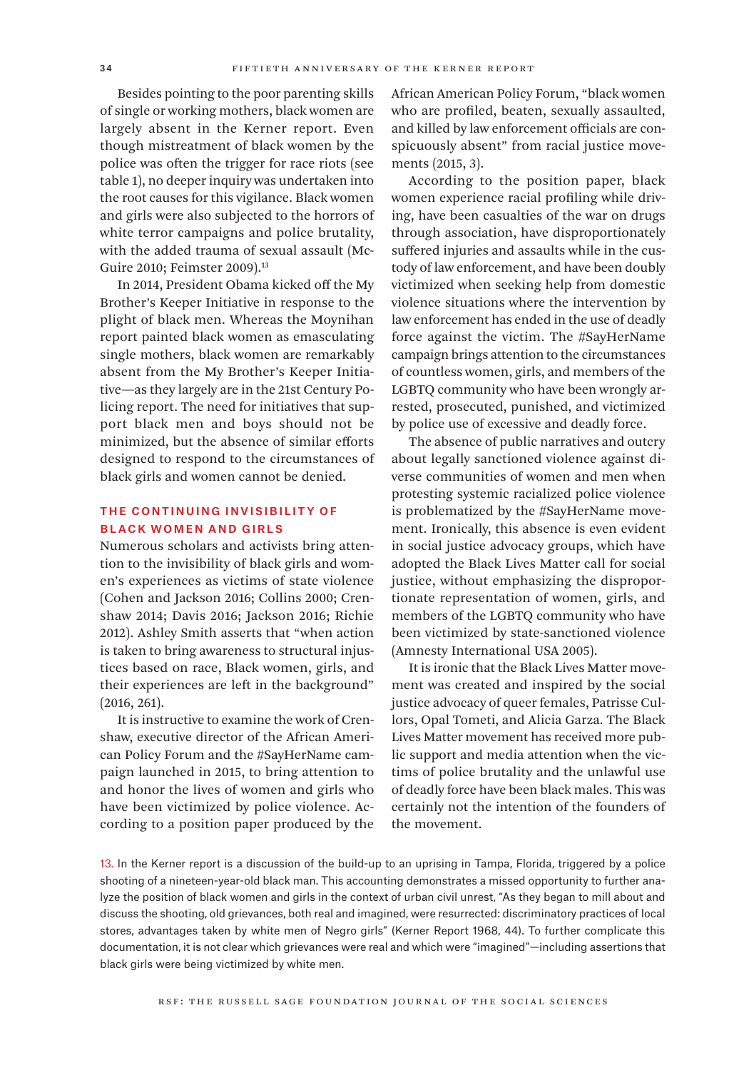Besides pointing to the poor parenting skills of single or working mothers, black women are largely absent in the Kerner report. Even though mistreatment of black women by the police was often the trigger for race riots (see table 1), no deeper inquiry was undertaken into the root causes for this vigilance. Black women and girls were also subjected to the horrors of white terror campaigns and police brutality, with the added trauma of sexual assault (McGuire 2010; Feimster 2009).[13]

In 2014, President Obama kicked off the My Brother's Keeper Initiative in response to the plight of black men. Whereas the Moynihan report painted black women as emasculating single mothers, black women are remarkably absent from the My Brother's Keeper Initiative—as they largely are in the 21st Century Policing report. The need for initiatives that support black men and boys should not be minimized, but the absence of similar efforts designed to respond to the circumstances of black girls and women cannot be denied.

## THE CONTINUING INVISIBILITY OF BLACK WOMEN AND GIRLS

Numerous scholars and activists bring attention to the invisibility of black girls and women's experiences as victims of state violence (Cohen and Jackson 2016; Collins 2000; Crenshaw 2014; Davis 2016; Jackson 2016; Richie 2012). Ashley Smith asserts that "when action is taken to bring awareness to structural injustices based on race, Black women, girls, and their experiences are left in the background" (2016, 261).

It is instructive to examine the work of Crenshaw, executive director of the African American Policy Forum and the #SayHerName campaign launched in 2015, to bring attention to and honor the lives of women and girls who have been victimized by police violence. According to a position paper produced by the African American Policy Forum, "black women who are profiled, beaten, sexually assaulted, and killed by law enforcement officials are conspicuously absent" from racial justice movements (2015, 3).

According to the position paper, black women experience racial profiling while driving, have been casualties of the war on drugs through association, have disproportionately suffered injuries and assaults while in the custody of law enforcement, and have been doubly victimized when seeking help from domestic violence situations where the intervention by law enforcement has ended in the use of deadly force against the victim. The #SayHerName campaign brings attention to the circumstances of countless women, girls, and members of the LGBTQ community who have been wrongly arrested, prosecuted, punished, and victimized by police use of excessive and deadly force.

The absence of public narratives and outcry about legally sanctioned violence against diverse communities of women and men when protesting systemic racialized police violence is problematized by the #SayHerName movement. Ironically, this absence is even evident in social justice advocacy groups, which have adopted the Black Lives Matter call for social justice, without emphasizing the disproportionate representation of women, girls, and members of the LGBTQ community who have been victimized by state-sanctioned violence (Amnesty International USA 2005).

It is ironic that the Black Lives Matter movement was created and inspired by the social justice advocacy of queer females, Patrisse Cullors, Opal Tometi, and Alicia Garza. The Black Lives Matter movement has received more public support and media attention when the victims of police brutality and the unlawful use of deadly force have been black males. This was certainly not the intention of the founders of the movement.

13. In the Kerner report is a discussion of the build-up to an uprising in Tampa, Florida, triggered by a police shooting of a nineteen-year-old black man. This accounting demonstrates a missed opportunity to further analyze the position of black women and girls in the context of urban civil unrest, "As they began to mill about and discuss the shooting, old grievances, both real and imagined, were resurrected: discriminatory practices of local stores, advantages taken by white men of Negro girls" (Kerner Report 1968, 44). To further complicate this documentation, it is not clear which grievances were real and which were "imagined"—including assertions that black girls were being victimized by white men.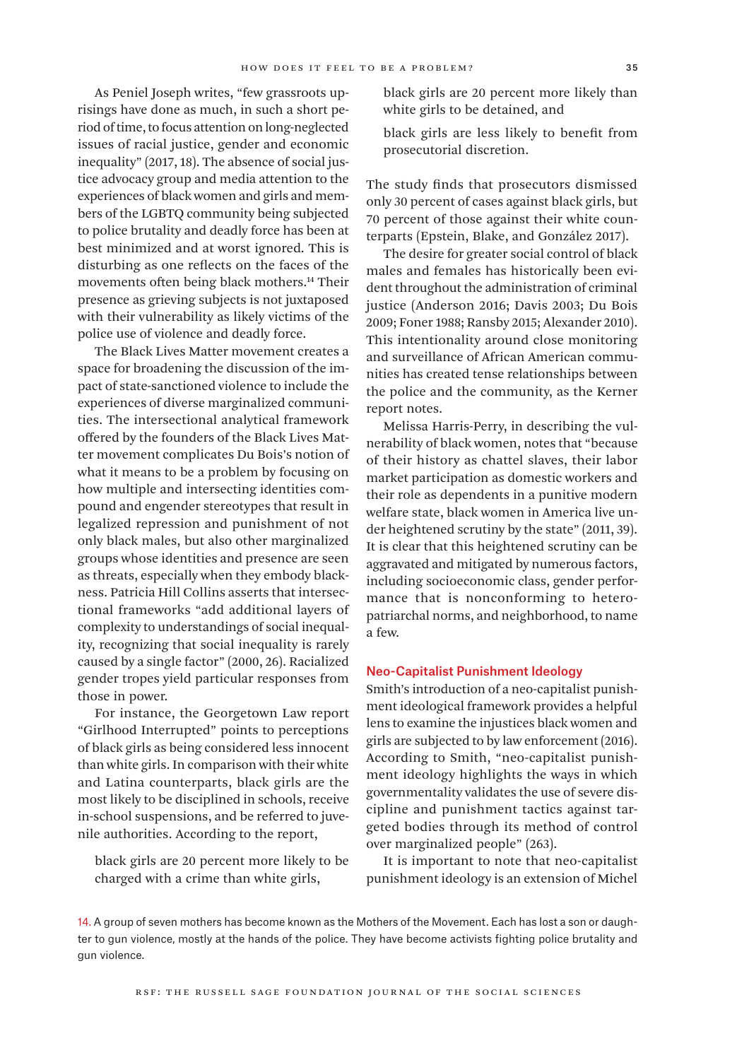As Peniel Joseph writes, "few grassroots uprisings have done as much, in such a short period of time, to focus attention on long-neglected issues of racial justice, gender and economic inequality" (2017, 18). The absence of social justice advocacy group and media attention to the experiences of black women and girls and members of the LGBTQ community being subjected to police brutality and deadly force has been at best minimized and at worst ignored. This is disturbing as one reflects on the faces of the movements often being black mothers.[14] Their presence as grieving subjects is not juxtaposed with their vulnerability as likely victims of the police use of violence and deadly force.

The Black Lives Matter movement creates a space for broadening the discussion of the impact of state-sanctioned violence to include the experiences of diverse marginalized communities. The intersectional analytical framework offered by the founders of the Black Lives Matter movement complicates Du Bois's notion of what it means to be a problem by focusing on how multiple and intersecting identities compound and engender stereotypes that result in legalized repression and punishment of not only black males, but also other marginalized groups whose identities and presence are seen as threats, especially when they embody blackness. Patricia Hill Collins asserts that intersectional frameworks "add additional layers of complexity to understandings of social inequality, recognizing that social inequality is rarely caused by a single factor" (2000, 26). Racialized gender tropes yield particular responses from those in power.

For instance, the Georgetown Law report "Girlhood Interrupted" points to perceptions of black girls as being considered less innocent than white girls. In comparison with their white and Latina counterparts, black girls are the most likely to be disciplined in schools, receive in-school suspensions, and be referred to juvenile authorities. According to the report,

> black girls are 20 percent more likely to be charged with a crime than white girls,
>
> black girls are 20 percent more likely than white girls to be detained, and
>
> black girls are less likely to benefit from prosecutorial discretion.

The study finds that prosecutors dismissed only 30 percent of cases against black girls, but 70 percent of those against their white counterparts (Epstein, Blake, and González 2017).

The desire for greater social control of black males and females has historically been evident throughout the administration of criminal justice (Anderson 2016; Davis 2003; Du Bois 2009; Foner 1988; Ransby 2015; Alexander 2010). This intentionality around close monitoring and surveillance of African American communities has created tense relationships between the police and the community, as the Kerner report notes.

Melissa Harris-Perry, in describing the vulnerability of black women, notes that "because of their history as chattel slaves, their labor market participation as domestic workers and their role as dependents in a punitive modern welfare state, black women in America live under heightened scrutiny by the state" (2011, 39). It is clear that this heightened scrutiny can be aggravated and mitigated by numerous factors, including socioeconomic class, gender performance that is nonconforming to hetero-patriarchal norms, and neighborhood, to name a few.

## Neo-Capitalist Punishment Ideology

Smith's introduction of a neo-capitalist punishment ideological framework provides a helpful lens to examine the injustices black women and girls are subjected to by law enforcement (2016). According to Smith, "neo-capitalist punishment ideology highlights the ways in which governmentality validates the use of severe discipline and punishment tactics against targeted bodies through its method of control over marginalized people" (263).

It is important to note that neo-capitalist punishment ideology is an extension of Michel

---

14. A group of seven mothers has become known as the Mothers of the Movement. Each has lost a son or daughter to gun violence, mostly at the hands of the police. They have become activists fighting police brutality and gun violence.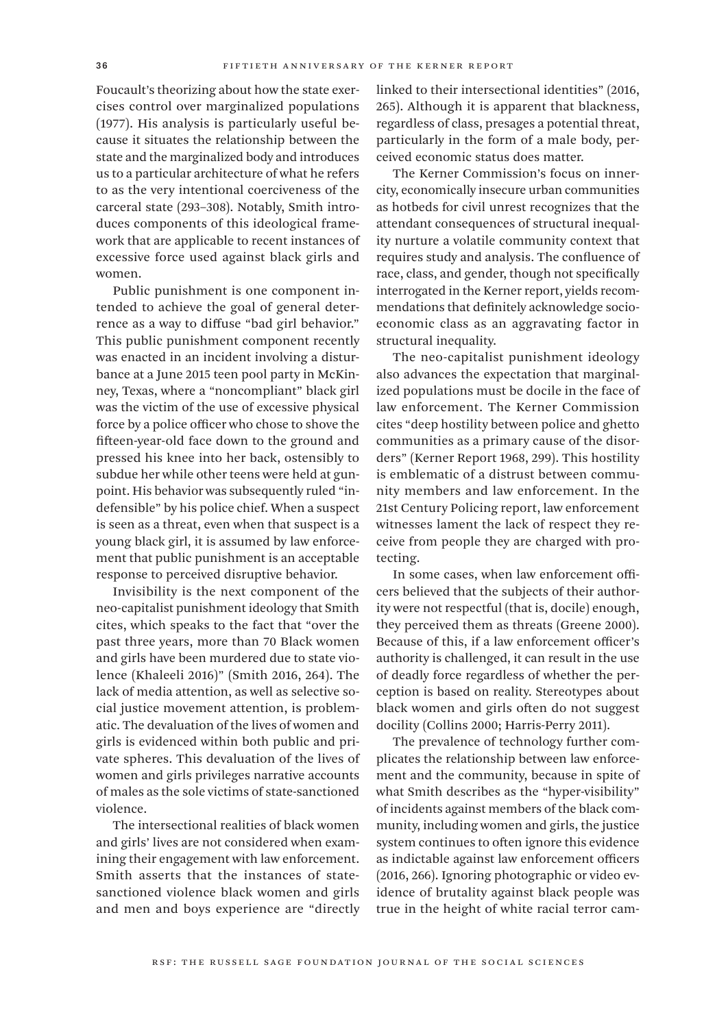Foucault's theorizing about how the state exercises control over marginalized populations (1977). His analysis is particularly useful because it situates the relationship between the state and the marginalized body and introduces us to a particular architecture of what he refers to as the very intentional coerciveness of the carceral state (293–308). Notably, Smith introduces components of this ideological framework that are applicable to recent instances of excessive force used against black girls and women.

Public punishment is one component intended to achieve the goal of general deterrence as a way to diffuse "bad girl behavior." This public punishment component recently was enacted in an incident involving a disturbance at a June 2015 teen pool party in McKinney, Texas, where a "noncompliant" black girl was the victim of the use of excessive physical force by a police officer who chose to shove the fifteen-year-old face down to the ground and pressed his knee into her back, ostensibly to subdue her while other teens were held at gunpoint. His behavior was subsequently ruled "indefensible" by his police chief. When a suspect is seen as a threat, even when that suspect is a young black girl, it is assumed by law enforcement that public punishment is an acceptable response to perceived disruptive behavior.

Invisibility is the next component of the neo-capitalist punishment ideology that Smith cites, which speaks to the fact that "over the past three years, more than 70 Black women and girls have been murdered due to state violence (Khaleeli 2016)" (Smith 2016, 264). The lack of media attention, as well as selective social justice movement attention, is problematic. The devaluation of the lives of women and girls is evidenced within both public and private spheres. This devaluation of the lives of women and girls privileges narrative accounts of males as the sole victims of state-sanctioned violence.

The intersectional realities of black women and girls' lives are not considered when examining their engagement with law enforcement. Smith asserts that the instances of state-sanctioned violence black women and girls and men and boys experience are "directly linked to their intersectional identities" (2016, 265). Although it is apparent that blackness, regardless of class, presages a potential threat, particularly in the form of a male body, perceived economic status does matter.

The Kerner Commission's focus on inner-city, economically insecure urban communities as hotbeds for civil unrest recognizes that the attendant consequences of structural inequality nurture a volatile community context that requires study and analysis. The confluence of race, class, and gender, though not specifically interrogated in the Kerner report, yields recommendations that definitely acknowledge socioeconomic class as an aggravating factor in structural inequality.

The neo-capitalist punishment ideology also advances the expectation that marginalized populations must be docile in the face of law enforcement. The Kerner Commission cites "deep hostility between police and ghetto communities as a primary cause of the disorders" (Kerner Report 1968, 299). This hostility is emblematic of a distrust between community members and law enforcement. In the 21st Century Policing report, law enforcement witnesses lament the lack of respect they receive from people they are charged with protecting.

In some cases, when law enforcement officers believed that the subjects of their authority were not respectful (that is, docile) enough, they perceived them as threats (Greene 2000). Because of this, if a law enforcement officer's authority is challenged, it can result in the use of deadly force regardless of whether the perception is based on reality. Stereotypes about black women and girls often do not suggest docility (Collins 2000; Harris-Perry 2011).

The prevalence of technology further complicates the relationship between law enforcement and the community, because in spite of what Smith describes as the "hyper-visibility" of incidents against members of the black community, including women and girls, the justice system continues to often ignore this evidence as indictable against law enforcement officers (2016, 266). Ignoring photographic or video evidence of brutality against black people was true in the height of white racial terror cam-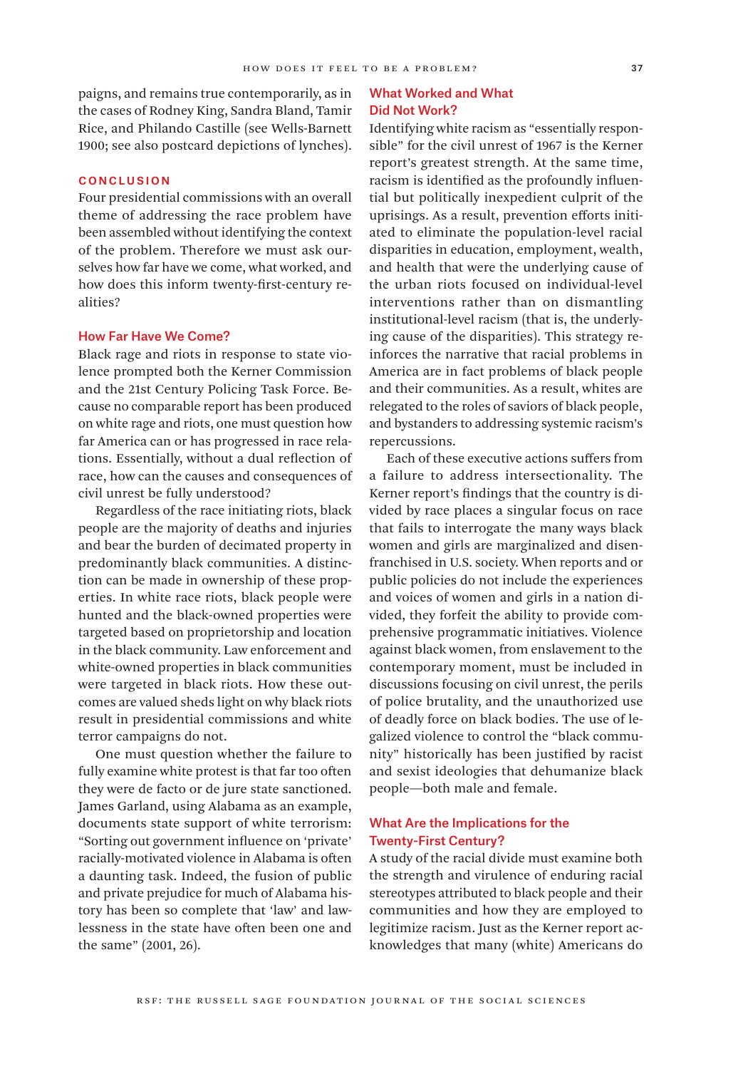paigns, and remains true contemporarily, as in the cases of Rodney King, Sandra Bland, Tamir Rice, and Philando Castille (see Wells-Barnett 1900; see also postcard depictions of lynches).

## CONCLUSION

Four presidential commissions with an overall theme of addressing the race problem have been assembled without identifying the context of the problem. Therefore we must ask ourselves how far have we come, what worked, and how does this inform twenty-first-century realities?

### How Far Have We Come?

Black rage and riots in response to state violence prompted both the Kerner Commission and the 21st Century Policing Task Force. Because no comparable report has been produced on white rage and riots, one must question how far America can or has progressed in race relations. Essentially, without a dual reflection of race, how can the causes and consequences of civil unrest be fully understood?

Regardless of the race initiating riots, black people are the majority of deaths and injuries and bear the burden of decimated property in predominantly black communities. A distinction can be made in ownership of these properties. In white race riots, black people were hunted and the black-owned properties were targeted based on proprietorship and location in the black community. Law enforcement and white-owned properties in black communities were targeted in black riots. How these outcomes are valued sheds light on why black riots result in presidential commissions and white terror campaigns do not.

One must question whether the failure to fully examine white protest is that far too often they were de facto or de jure state sanctioned. James Garland, using Alabama as an example, documents state support of white terrorism: "Sorting out government influence on 'private' racially-motivated violence in Alabama is often a daunting task. Indeed, the fusion of public and private prejudice for much of Alabama history has been so complete that 'law' and lawlessness in the state have often been one and the same" (2001, 26).

### What Worked and What Did Not Work?

Identifying white racism as "essentially responsible" for the civil unrest of 1967 is the Kerner report's greatest strength. At the same time, racism is identified as the profoundly influential but politically inexpedient culprit of the uprisings. As a result, prevention efforts initiated to eliminate the population-level racial disparities in education, employment, wealth, and health that were the underlying cause of the urban riots focused on individual-level interventions rather than on dismantling institutional-level racism (that is, the underlying cause of the disparities). This strategy reinforces the narrative that racial problems in America are in fact problems of black people and their communities. As a result, whites are relegated to the roles of saviors of black people, and bystanders to addressing systemic racism's repercussions.

Each of these executive actions suffers from a failure to address intersectionality. The Kerner report's findings that the country is divided by race places a singular focus on race that fails to interrogate the many ways black women and girls are marginalized and disenfranchised in U.S. society. When reports and or public policies do not include the experiences and voices of women and girls in a nation divided, they forfeit the ability to provide comprehensive programmatic initiatives. Violence against black women, from enslavement to the contemporary moment, must be included in discussions focusing on civil unrest, the perils of police brutality, and the unauthorized use of deadly force on black bodies. The use of legalized violence to control the "black community" historically has been justified by racist and sexist ideologies that dehumanize black people—both male and female.

### What Are the Implications for the Twenty-First Century?

A study of the racial divide must examine both the strength and virulence of enduring racial stereotypes attributed to black people and their communities and how they are employed to legitimize racism. Just as the Kerner report acknowledges that many (white) Americans do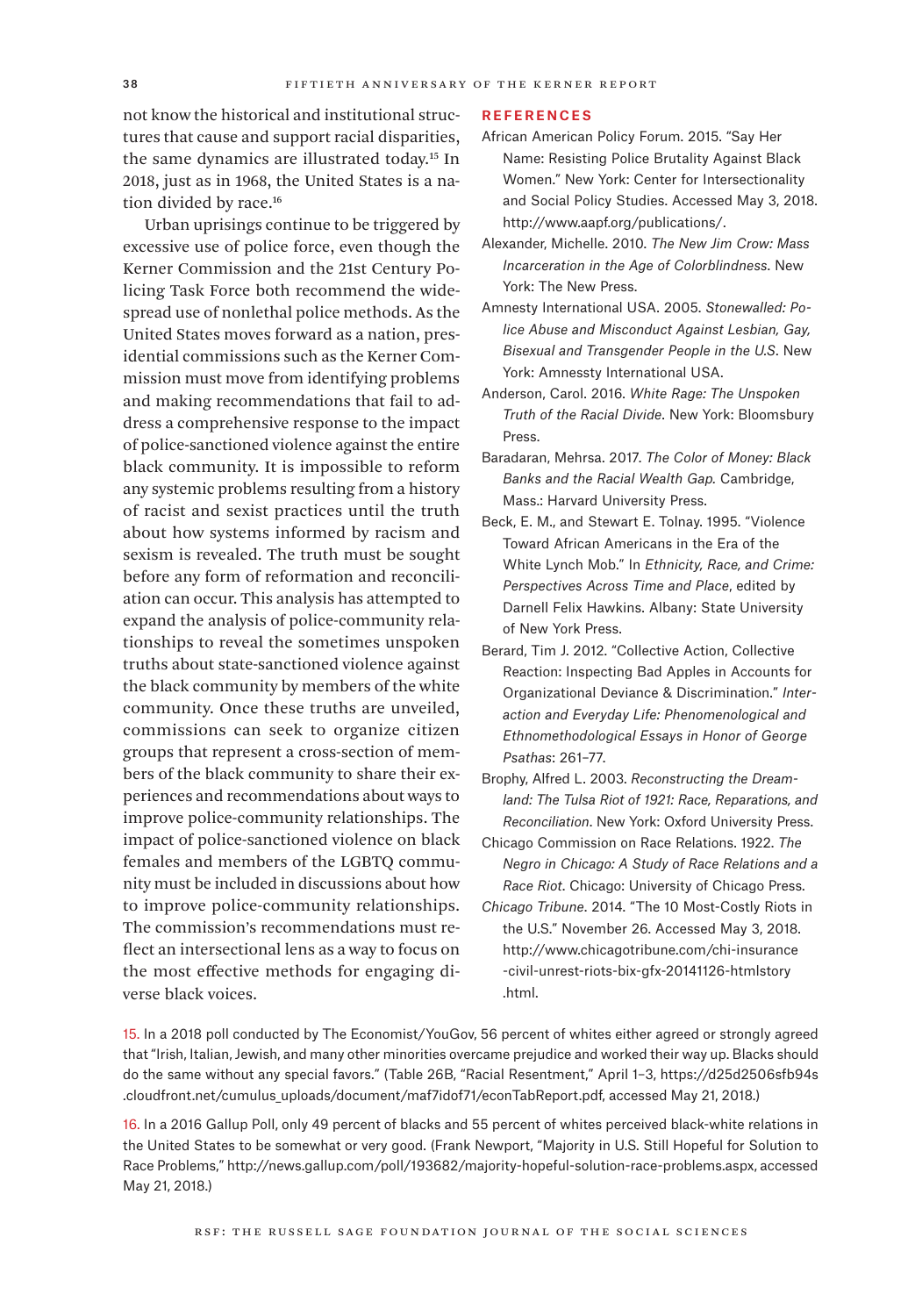not know the historical and institutional structures that cause and support racial disparities, the same dynamics are illustrated today.[15] In 2018, just as in 1968, the United States is a nation divided by race.[16]

Urban uprisings continue to be triggered by excessive use of police force, even though the Kerner Commission and the 21st Century Policing Task Force both recommend the widespread use of nonlethal police methods. As the United States moves forward as a nation, presidential commissions such as the Kerner Commission must move from identifying problems and making recommendations that fail to address a comprehensive response to the impact of police-sanctioned violence against the entire black community. It is impossible to reform any systemic problems resulting from a history of racist and sexist practices until the truth about how systems informed by racism and sexism is revealed. The truth must be sought before any form of reformation and reconciliation can occur. This analysis has attempted to expand the analysis of police-community relationships to reveal the sometimes unspoken truths about state-sanctioned violence against the black community by members of the white community. Once these truths are unveiled, commissions can seek to organize citizen groups that represent a cross-section of members of the black community to share their experiences and recommendations about ways to improve police-community relationships. The impact of police-sanctioned violence on black females and members of the LGBTQ community must be included in discussions about how to improve police-community relationships. The commission's recommendations must reflect an intersectional lens as a way to focus on the most effective methods for engaging diverse black voices.

## REFERENCES

African American Policy Forum. 2015. "Say Her Name: Resisting Police Brutality Against Black Women." New York: Center for Intersectionality and Social Policy Studies. Accessed May 3, 2018. http://www.aapf.org/publications/.

Alexander, Michelle. 2010. *The New Jim Crow: Mass Incarceration in the Age of Colorblindness*. New York: The New Press.

Amnesty International USA. 2005. *Stonewalled: Police Abuse and Misconduct Against Lesbian, Gay, Bisexual and Transgender People in the U.S*. New York: Amnessty International USA.

Anderson, Carol. 2016. *White Rage: The Unspoken Truth of the Racial Divide*. New York: Bloomsbury Press.

Baradaran, Mehrsa. 2017. *The Color of Money: Black Banks and the Racial Wealth Gap.* Cambridge, Mass.: Harvard University Press.

Beck, E. M., and Stewart E. Tolnay. 1995. "Violence Toward African Americans in the Era of the White Lynch Mob." In *Ethnicity, Race, and Crime: Perspectives Across Time and Place*, edited by Darnell Felix Hawkins. Albany: State University of New York Press.

Berard, Tim J. 2012. "Collective Action, Collective Reaction: Inspecting Bad Apples in Accounts for Organizational Deviance & Discrimination." *Interaction and Everyday Life: Phenomenological and Ethnomethodological Essays in Honor of George Psathas*: 261–77.

Brophy, Alfred L. 2003. *Reconstructing the Dreamland: The Tulsa Riot of 1921: Race, Reparations, and Reconciliation*. New York: Oxford University Press.

Chicago Commission on Race Relations. 1922. *The Negro in Chicago: A Study of Race Relations and a Race Riot*. Chicago: University of Chicago Press.

*Chicago Tribune*. 2014. "The 10 Most-Costly Riots in the U.S." November 26. Accessed May 3, 2018. http://www.chicagotribune.com/chi-insurance-civil-unrest-riots-bix-gfx-20141126-htmlstory.html.

15. In a 2018 poll conducted by The Economist/YouGov, 56 percent of whites either agreed or strongly agreed that "Irish, Italian, Jewish, and many other minorities overcame prejudice and worked their way up. Blacks should do the same without any special favors." (Table 26B, "Racial Resentment," April 1–3, https://d25d2506sfb94s.cloudfront.net/cumulus_uploads/document/maf7idof71/econTabReport.pdf, accessed May 21, 2018.)

16. In a 2016 Gallup Poll, only 49 percent of blacks and 55 percent of whites perceived black-white relations in the United States to be somewhat or very good. (Frank Newport, "Majority in U.S. Still Hopeful for Solution to Race Problems," http://news.gallup.com/poll/193682/majority-hopeful-solution-race-problems.aspx, accessed May 21, 2018.)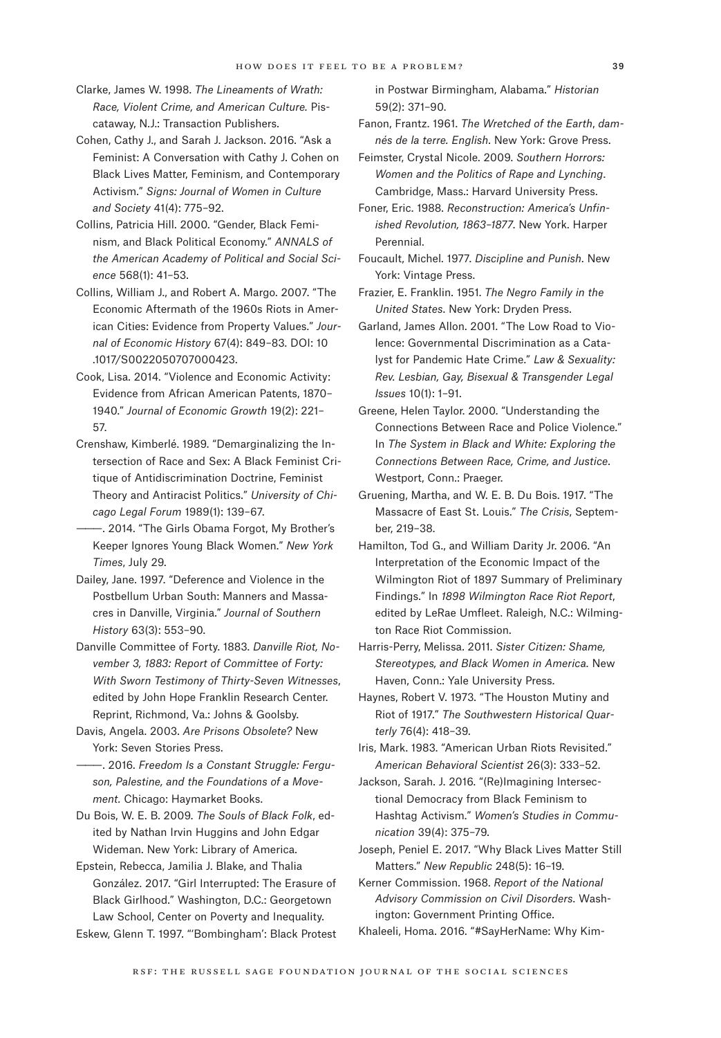Clarke, James W. 1998. *The Lineaments of Wrath: Race, Violent Crime, and American Culture.* Piscataway, N.J.: Transaction Publishers.

Cohen, Cathy J., and Sarah J. Jackson. 2016. "Ask a Feminist: A Conversation with Cathy J. Cohen on Black Lives Matter, Feminism, and Contemporary Activism." *Signs: Journal of Women in Culture and Society* 41(4): 775–92.

Collins, Patricia Hill. 2000. "Gender, Black Feminism, and Black Political Economy." *ANNALS of the American Academy of Political and Social Science* 568(1): 41–53.

Collins, William J., and Robert A. Margo. 2007. "The Economic Aftermath of the 1960s Riots in American Cities: Evidence from Property Values." *Journal of Economic History* 67(4): 849–83. DOI: 10.1017/S0022050707000423.

Cook, Lisa. 2014. "Violence and Economic Activity: Evidence from African American Patents, 1870–1940." *Journal of Economic Growth* 19(2): 221–57.

Crenshaw, Kimberlé. 1989. "Demarginalizing the Intersection of Race and Sex: A Black Feminist Critique of Antidiscrimination Doctrine, Feminist Theory and Antiracist Politics." *University of Chicago Legal Forum* 1989(1): 139–67.

———. 2014. "The Girls Obama Forgot, My Brother's Keeper Ignores Young Black Women." *New York Times*, July 29.

Dailey, Jane. 1997. "Deference and Violence in the Postbellum Urban South: Manners and Massacres in Danville, Virginia." *Journal of Southern History* 63(3): 553–90.

Danville Committee of Forty. 1883. *Danville Riot, November 3, 1883: Report of Committee of Forty: With Sworn Testimony of Thirty-Seven Witnesses*, edited by John Hope Franklin Research Center. Reprint, Richmond, Va.: Johns & Goolsby.

Davis, Angela. 2003. *Are Prisons Obsolete?* New York: Seven Stories Press.

———. 2016. *Freedom Is a Constant Struggle: Ferguson, Palestine, and the Foundations of a Movement.* Chicago: Haymarket Books.

Du Bois, W. E. B. 2009. *The Souls of Black Folk*, edited by Nathan Irvin Huggins and John Edgar Wideman. New York: Library of America.

Epstein, Rebecca, Jamilia J. Blake, and Thalia González. 2017. "Girl Interrupted: The Erasure of Black Girlhood." Washington, D.C.: Georgetown Law School, Center on Poverty and Inequality.

Eskew, Glenn T. 1997. "'Bombingham': Black Protest in Postwar Birmingham, Alabama." *Historian* 59(2): 371–90.

Fanon, Frantz. 1961. *The Wretched of the Earth*, *damnés de la terre. English*. New York: Grove Press.

Feimster, Crystal Nicole. 2009. *Southern Horrors: Women and the Politics of Rape and Lynching*. Cambridge, Mass.: Harvard University Press.

Foner, Eric. 1988. *Reconstruction: America's Unfinished Revolution, 1863–1877*. New York. Harper Perennial.

Foucault, Michel. 1977. *Discipline and Punish*. New York: Vintage Press.

Frazier, E. Franklin. 1951. *The Negro Family in the United States*. New York: Dryden Press.

Garland, James Allon. 2001. "The Low Road to Violence: Governmental Discrimination as a Catalyst for Pandemic Hate Crime." *Law & Sexuality: Rev. Lesbian, Gay, Bisexual & Transgender Legal Issues* 10(1): 1–91.

Greene, Helen Taylor. 2000. "Understanding the Connections Between Race and Police Violence." In *The System in Black and White: Exploring the Connections Between Race, Crime, and Justice*. Westport, Conn.: Praeger.

Gruening, Martha, and W. E. B. Du Bois. 1917. "The Massacre of East St. Louis." *The Crisis*, September, 219–38.

Hamilton, Tod G., and William Darity Jr. 2006. "An Interpretation of the Economic Impact of the Wilmington Riot of 1897 Summary of Preliminary Findings." In *1898 Wilmington Race Riot Report*, edited by LeRae Umfleet. Raleigh, N.C.: Wilmington Race Riot Commission.

Harris-Perry, Melissa. 2011. *Sister Citizen: Shame, Stereotypes, and Black Women in America*. New Haven, Conn.: Yale University Press.

Haynes, Robert V. 1973. "The Houston Mutiny and Riot of 1917." *The Southwestern Historical Quarterly* 76(4): 418–39.

Iris, Mark. 1983. "American Urban Riots Revisited." *American Behavioral Scientist* 26(3): 333–52.

Jackson, Sarah. J. 2016. "(Re)Imagining Intersectional Democracy from Black Feminism to Hashtag Activism." *Women's Studies in Communication* 39(4): 375–79.

Joseph, Peniel E. 2017. "Why Black Lives Matter Still Matters." *New Republic* 248(5): 16–19.

Kerner Commission. 1968. *Report of the National Advisory Commission on Civil Disorders*. Washington: Government Printing Office.

Khaleeli, Homa. 2016. "#SayHerName: Why Kim-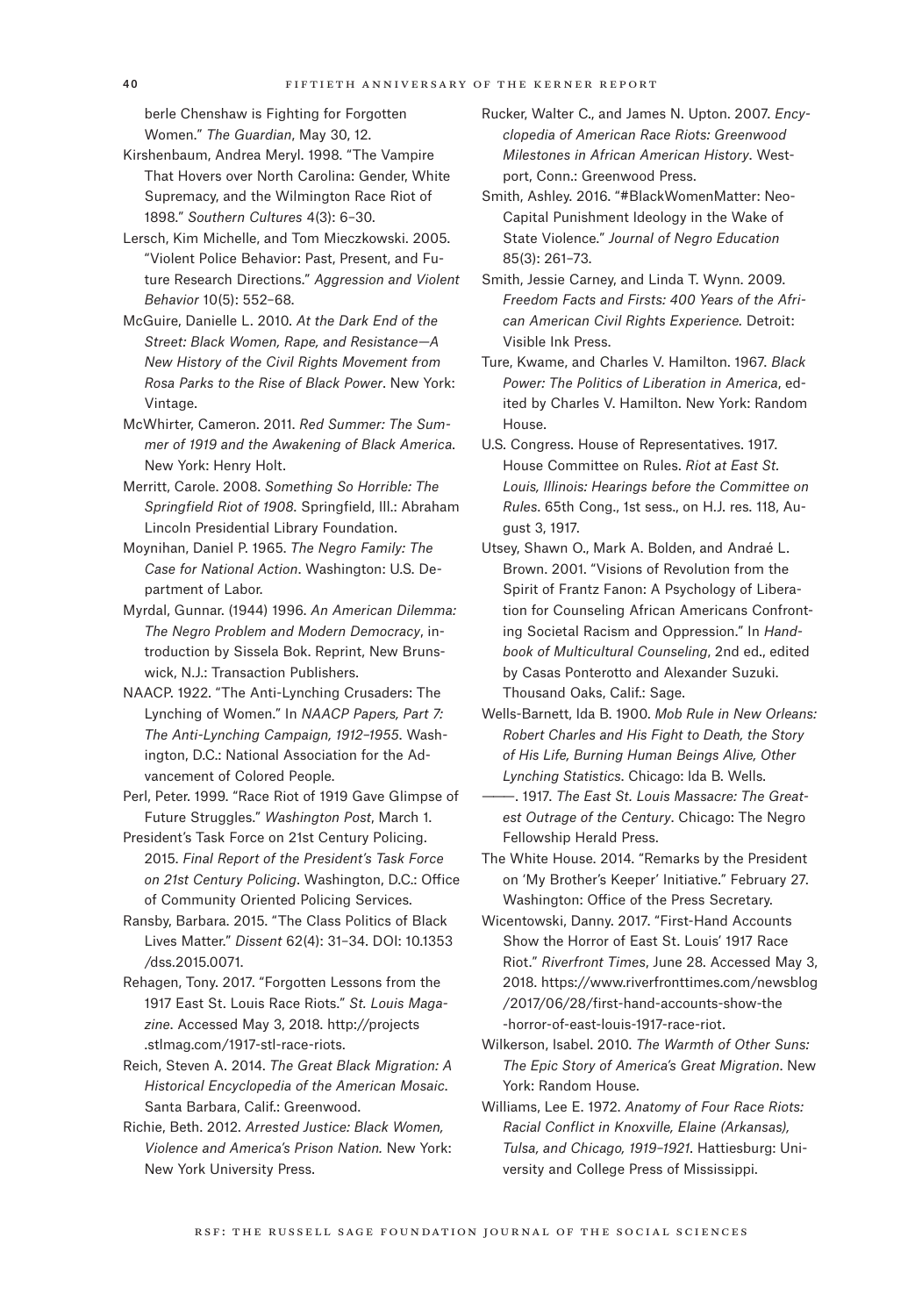berle Chenshaw is Fighting for Forgotten Women." *The Guardian*, May 30, 12.

Kirshenbaum, Andrea Meryl. 1998. "The Vampire That Hovers over North Carolina: Gender, White Supremacy, and the Wilmington Race Riot of 1898." *Southern Cultures* 4(3): 6–30.

Lersch, Kim Michelle, and Tom Mieczkowski. 2005. "Violent Police Behavior: Past, Present, and Future Research Directions." *Aggression and Violent Behavior* 10(5): 552–68.

McGuire, Danielle L. 2010. *At the Dark End of the Street: Black Women, Rape, and Resistance—A New History of the Civil Rights Movement from Rosa Parks to the Rise of Black Power*. New York: Vintage.

McWhirter, Cameron. 2011. *Red Summer: The Summer of 1919 and the Awakening of Black America*. New York: Henry Holt.

Merritt, Carole. 2008. *Something So Horrible: The Springfield Riot of 1908*. Springfield, Ill.: Abraham Lincoln Presidential Library Foundation.

Moynihan, Daniel P. 1965. *The Negro Family: The Case for National Action*. Washington: U.S. Department of Labor.

Myrdal, Gunnar. (1944) 1996. *An American Dilemma: The Negro Problem and Modern Democracy*, introduction by Sissela Bok. Reprint, New Brunswick, N.J.: Transaction Publishers.

NAACP. 1922. "The Anti-Lynching Crusaders: The Lynching of Women." In *NAACP Papers, Part 7: The Anti-Lynching Campaign, 1912–1955*. Washington, D.C.: National Association for the Advancement of Colored People.

Perl, Peter. 1999. "Race Riot of 1919 Gave Glimpse of Future Struggles." *Washington Post*, March 1.

President's Task Force on 21st Century Policing. 2015. *Final Report of the President's Task Force on 21st Century Policing*. Washington, D.C.: Office of Community Oriented Policing Services.

Ransby, Barbara. 2015. "The Class Politics of Black Lives Matter." *Dissent* 62(4): 31–34. DOI: 10.1353/dss.2015.0071.

Rehagen, Tony. 2017. "Forgotten Lessons from the 1917 East St. Louis Race Riots." *St. Louis Magazine*. Accessed May 3, 2018. http://projects.stlmag.com/1917-stl-race-riots.

Reich, Steven A. 2014. *The Great Black Migration: A Historical Encyclopedia of the American Mosaic*. Santa Barbara, Calif.: Greenwood.

Richie, Beth. 2012. *Arrested Justice: Black Women, Violence and America's Prison Nation*. New York: New York University Press.

Rucker, Walter C., and James N. Upton. 2007. *Encyclopedia of American Race Riots: Greenwood Milestones in African American History*. Westport, Conn.: Greenwood Press.

Smith, Ashley. 2016. "#BlackWomenMatter: Neo-Capital Punishment Ideology in the Wake of State Violence." *Journal of Negro Education* 85(3): 261–73.

Smith, Jessie Carney, and Linda T. Wynn. 2009. *Freedom Facts and Firsts: 400 Years of the African American Civil Rights Experience.* Detroit: Visible Ink Press.

Ture, Kwame, and Charles V. Hamilton. 1967. *Black Power: The Politics of Liberation in America*, edited by Charles V. Hamilton. New York: Random House.

U.S. Congress. House of Representatives. 1917. House Committee on Rules. *Riot at East St. Louis, Illinois: Hearings before the Committee on Rules*. 65th Cong., 1st sess., on H.J. res. 118, August 3, 1917.

Utsey, Shawn O., Mark A. Bolden, and Andraé L. Brown. 2001. "Visions of Revolution from the Spirit of Frantz Fanon: A Psychology of Liberation for Counseling African Americans Confronting Societal Racism and Oppression." In *Handbook of Multicultural Counseling*, 2nd ed., edited by Casas Ponterotto and Alexander Suzuki. Thousand Oaks, Calif.: Sage.

Wells-Barnett, Ida B. 1900. *Mob Rule in New Orleans: Robert Charles and His Fight to Death, the Story of His Life, Burning Human Beings Alive, Other Lynching Statistics*. Chicago: Ida B. Wells.

———. 1917. *The East St. Louis Massacre: The Greatest Outrage of the Century*. Chicago: The Negro Fellowship Herald Press.

The White House. 2014. "Remarks by the President on 'My Brother's Keeper' Initiative." February 27. Washington: Office of the Press Secretary.

Wicentowski, Danny. 2017. "First-Hand Accounts Show the Horror of East St. Louis' 1917 Race Riot." *Riverfront Times*, June 28. Accessed May 3, 2018. https://www.riverfronttimes.com/newsblog/2017/06/28/first-hand-accounts-show-the-horror-of-east-louis-1917-race-riot.

Wilkerson, Isabel. 2010. *The Warmth of Other Suns: The Epic Story of America's Great Migration*. New York: Random House.

Williams, Lee E. 1972. *Anatomy of Four Race Riots: Racial Conflict in Knoxville, Elaine (Arkansas), Tulsa, and Chicago, 1919–1921*. Hattiesburg: University and College Press of Mississippi.